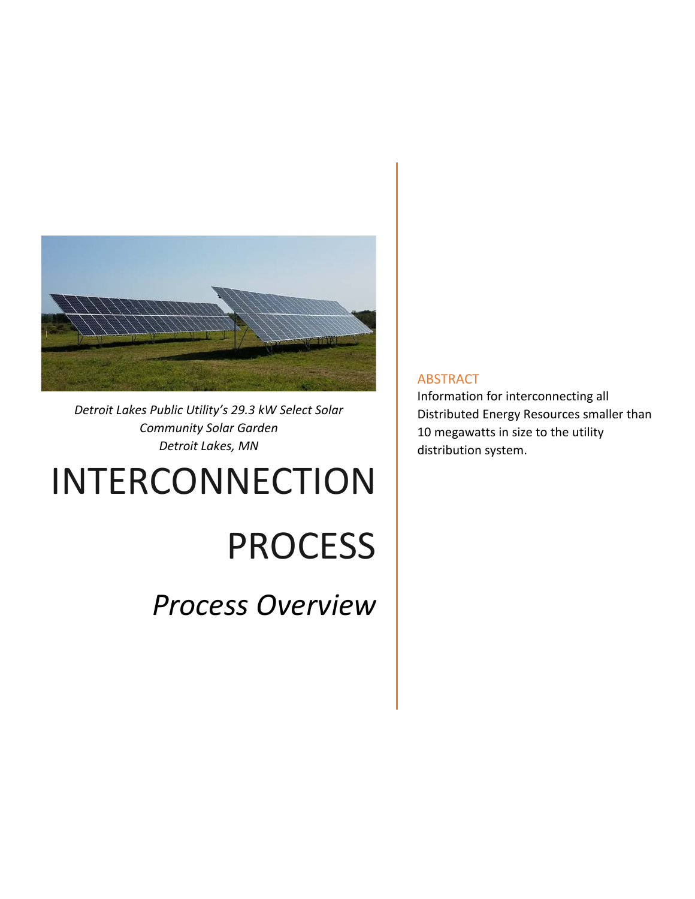*Detroit Lakes Public Utility's 29.3 kW Select Solar Community Solar Garden*
*Detroit Lakes, MN*

# INTERCONNECTION PROCESS

## *Process Overview*

### ABSTRACT

Information for interconnecting all Distributed Energy Resources smaller than 10 megawatts in size to the utility distribution system.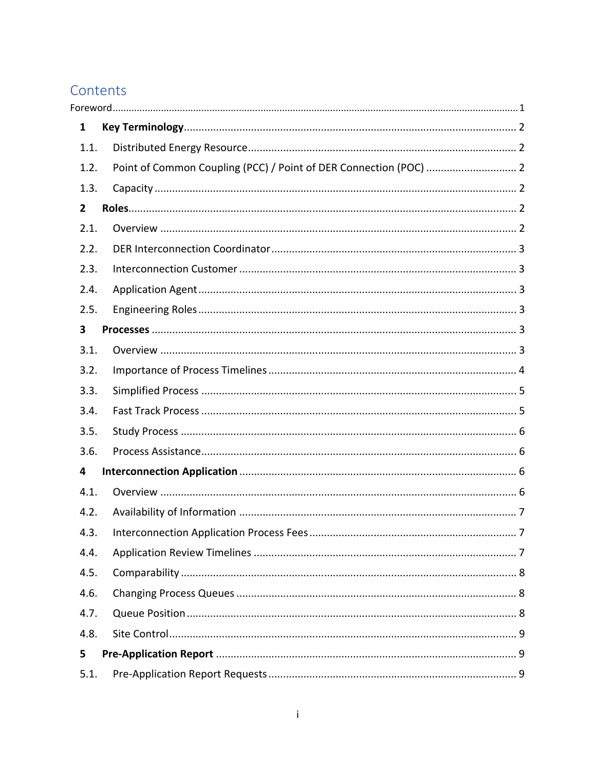# Contents

Foreword ........................................................................................................................................ 1

**1 Key Terminology** ........................................................................................................ 2

1.1. Distributed Energy Resource ........................................................................................ 2

1.2. Point of Common Coupling (PCC) / Point of DER Connection (POC) ............................. 2

1.3. Capacity ......................................................................................................................... 2

**2 Roles** ............................................................................................................................. 2

2.1. Overview ........................................................................................................................ 2

2.2. DER Interconnection Coordinator .................................................................................. 3

2.3. Interconnection Customer .............................................................................................. 3

2.4. Application Agent ........................................................................................................... 3

2.5. Engineering Roles ........................................................................................................... 3

**3 Processes** ..................................................................................................................... 3

3.1. Overview ........................................................................................................................ 3

3.2. Importance of Process Timelines .................................................................................... 4

3.3. Simplified Process .......................................................................................................... 5

3.4. Fast Track Process .......................................................................................................... 5

3.5. Study Process ................................................................................................................. 6

3.6. Process Assistance .......................................................................................................... 6

**4 Interconnection Application** ........................................................................................ 6

4.1. Overview ........................................................................................................................ 6

4.2. Availability of Information .............................................................................................. 7

4.3. Interconnection Application Process Fees ..................................................................... 7

4.4. Application Review Timelines ......................................................................................... 7

4.5. Comparability ................................................................................................................. 8

4.6. Changing Process Queues ............................................................................................... 8

4.7. Queue Position ............................................................................................................... 8

4.8. Site Control .................................................................................................................... 9

**5 Pre-Application Report** ................................................................................................. 9

5.1. Pre-Application Report Requests .................................................................................... 9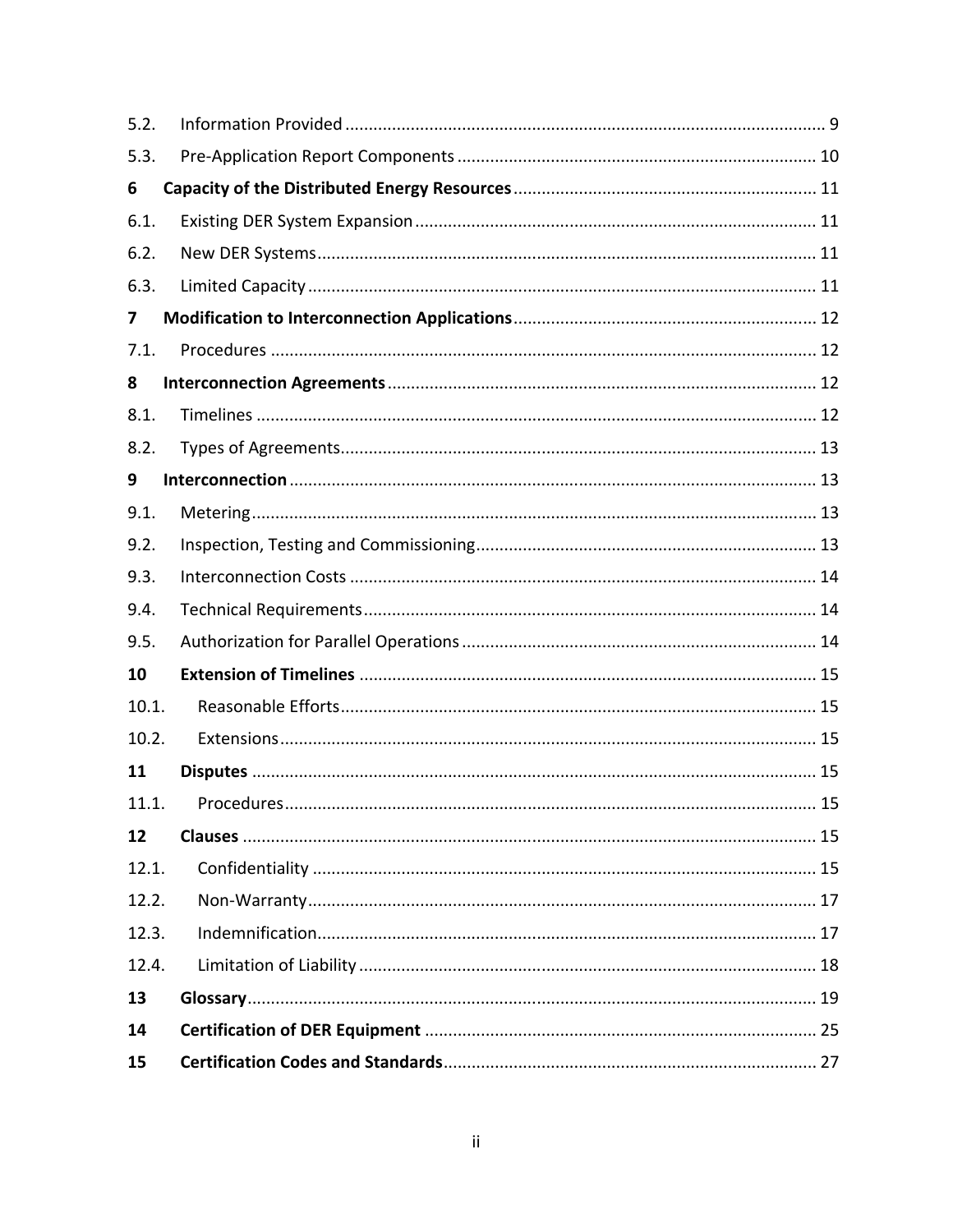| | | |
|---|---|---|
| 5.2. | Information Provided | 9 |
| 5.3. | Pre-Application Report Components | 10 |
| **6** | **Capacity of the Distributed Energy Resources** | 11 |
| 6.1. | Existing DER System Expansion | 11 |
| 6.2. | New DER Systems | 11 |
| 6.3. | Limited Capacity | 11 |
| **7** | **Modification to Interconnection Applications** | 12 |
| 7.1. | Procedures | 12 |
| **8** | **Interconnection Agreements** | 12 |
| 8.1. | Timelines | 12 |
| 8.2. | Types of Agreements | 13 |
| **9** | **Interconnection** | 13 |
| 9.1. | Metering | 13 |
| 9.2. | Inspection, Testing and Commissioning | 13 |
| 9.3. | Interconnection Costs | 14 |
| 9.4. | Technical Requirements | 14 |
| 9.5. | Authorization for Parallel Operations | 14 |
| **10** | **Extension of Timelines** | 15 |
| 10.1. | Reasonable Efforts | 15 |
| 10.2. | Extensions | 15 |
| **11** | **Disputes** | 15 |
| 11.1. | Procedures | 15 |
| **12** | **Clauses** | 15 |
| 12.1. | Confidentiality | 15 |
| 12.2. | Non-Warranty | 17 |
| 12.3. | Indemnification | 17 |
| 12.4. | Limitation of Liability | 18 |
| **13** | **Glossary** | 19 |
| **14** | **Certification of DER Equipment** | 25 |
| **15** | **Certification Codes and Standards** | 27 |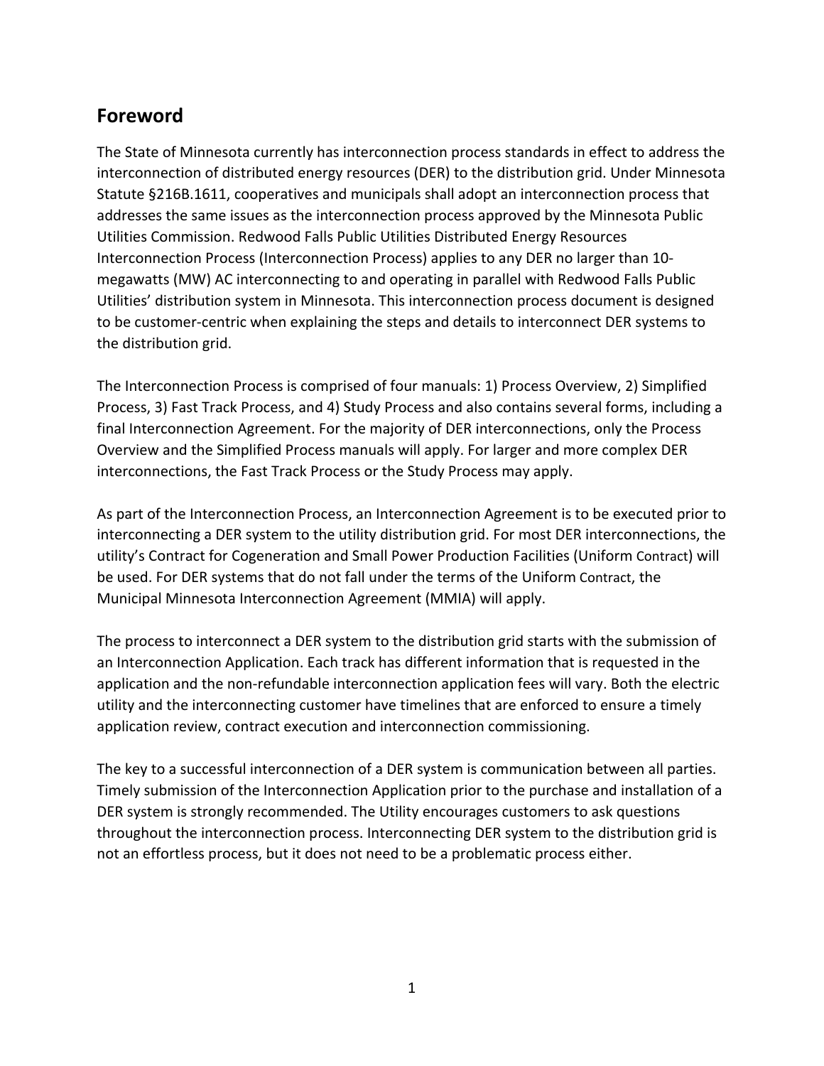## Foreword

The State of Minnesota currently has interconnection process standards in effect to address the interconnection of distributed energy resources (DER) to the distribution grid. Under Minnesota Statute §216B.1611, cooperatives and municipals shall adopt an interconnection process that addresses the same issues as the interconnection process approved by the Minnesota Public Utilities Commission. Redwood Falls Public Utilities Distributed Energy Resources Interconnection Process (Interconnection Process) applies to any DER no larger than 10-megawatts (MW) AC interconnecting to and operating in parallel with Redwood Falls Public Utilities' distribution system in Minnesota. This interconnection process document is designed to be customer-centric when explaining the steps and details to interconnect DER systems to the distribution grid.

The Interconnection Process is comprised of four manuals: 1) Process Overview, 2) Simplified Process, 3) Fast Track Process, and 4) Study Process and also contains several forms, including a final Interconnection Agreement. For the majority of DER interconnections, only the Process Overview and the Simplified Process manuals will apply. For larger and more complex DER interconnections, the Fast Track Process or the Study Process may apply.

As part of the Interconnection Process, an Interconnection Agreement is to be executed prior to interconnecting a DER system to the utility distribution grid. For most DER interconnections, the utility's Contract for Cogeneration and Small Power Production Facilities (Uniform Contract) will be used. For DER systems that do not fall under the terms of the Uniform Contract, the Municipal Minnesota Interconnection Agreement (MMIA) will apply.

The process to interconnect a DER system to the distribution grid starts with the submission of an Interconnection Application. Each track has different information that is requested in the application and the non-refundable interconnection application fees will vary. Both the electric utility and the interconnecting customer have timelines that are enforced to ensure a timely application review, contract execution and interconnection commissioning.

The key to a successful interconnection of a DER system is communication between all parties. Timely submission of the Interconnection Application prior to the purchase and installation of a DER system is strongly recommended. The Utility encourages customers to ask questions throughout the interconnection process. Interconnecting DER system to the distribution grid is not an effortless process, but it does not need to be a problematic process either.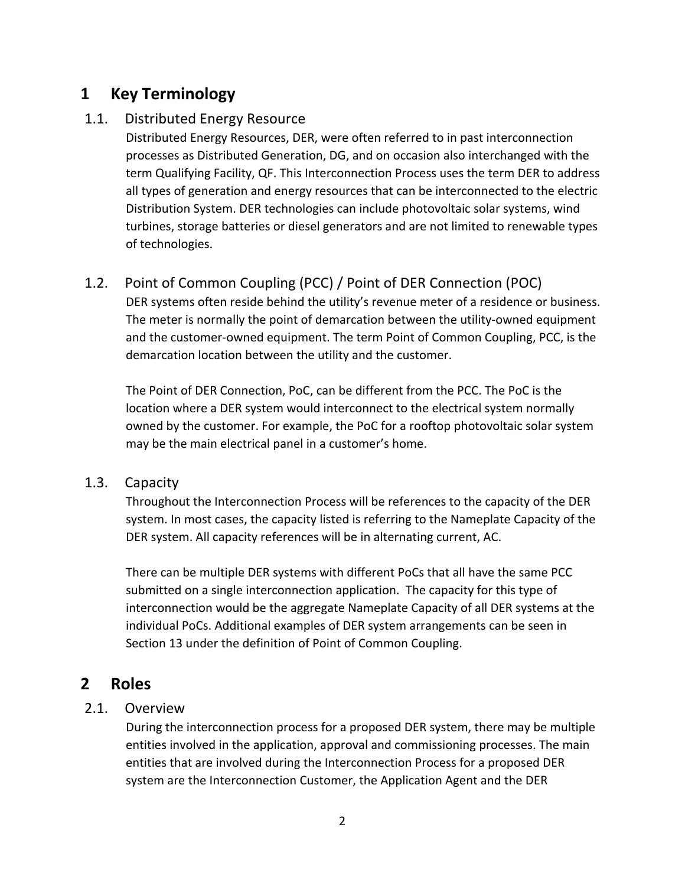# 1 Key Terminology

## 1.1. Distributed Energy Resource

Distributed Energy Resources, DER, were often referred to in past interconnection processes as Distributed Generation, DG, and on occasion also interchanged with the term Qualifying Facility, QF. This Interconnection Process uses the term DER to address all types of generation and energy resources that can be interconnected to the electric Distribution System. DER technologies can include photovoltaic solar systems, wind turbines, storage batteries or diesel generators and are not limited to renewable types of technologies.

## 1.2. Point of Common Coupling (PCC) / Point of DER Connection (POC)

DER systems often reside behind the utility's revenue meter of a residence or business. The meter is normally the point of demarcation between the utility-owned equipment and the customer-owned equipment. The term Point of Common Coupling, PCC, is the demarcation location between the utility and the customer.

The Point of DER Connection, PoC, can be different from the PCC. The PoC is the location where a DER system would interconnect to the electrical system normally owned by the customer. For example, the PoC for a rooftop photovoltaic solar system may be the main electrical panel in a customer's home.

## 1.3. Capacity

Throughout the Interconnection Process will be references to the capacity of the DER system. In most cases, the capacity listed is referring to the Nameplate Capacity of the DER system. All capacity references will be in alternating current, AC.

There can be multiple DER systems with different PoCs that all have the same PCC submitted on a single interconnection application. The capacity for this type of interconnection would be the aggregate Nameplate Capacity of all DER systems at the individual PoCs. Additional examples of DER system arrangements can be seen in Section 13 under the definition of Point of Common Coupling.

# 2 Roles

## 2.1. Overview

During the interconnection process for a proposed DER system, there may be multiple entities involved in the application, approval and commissioning processes. The main entities that are involved during the Interconnection Process for a proposed DER system are the Interconnection Customer, the Application Agent and the DER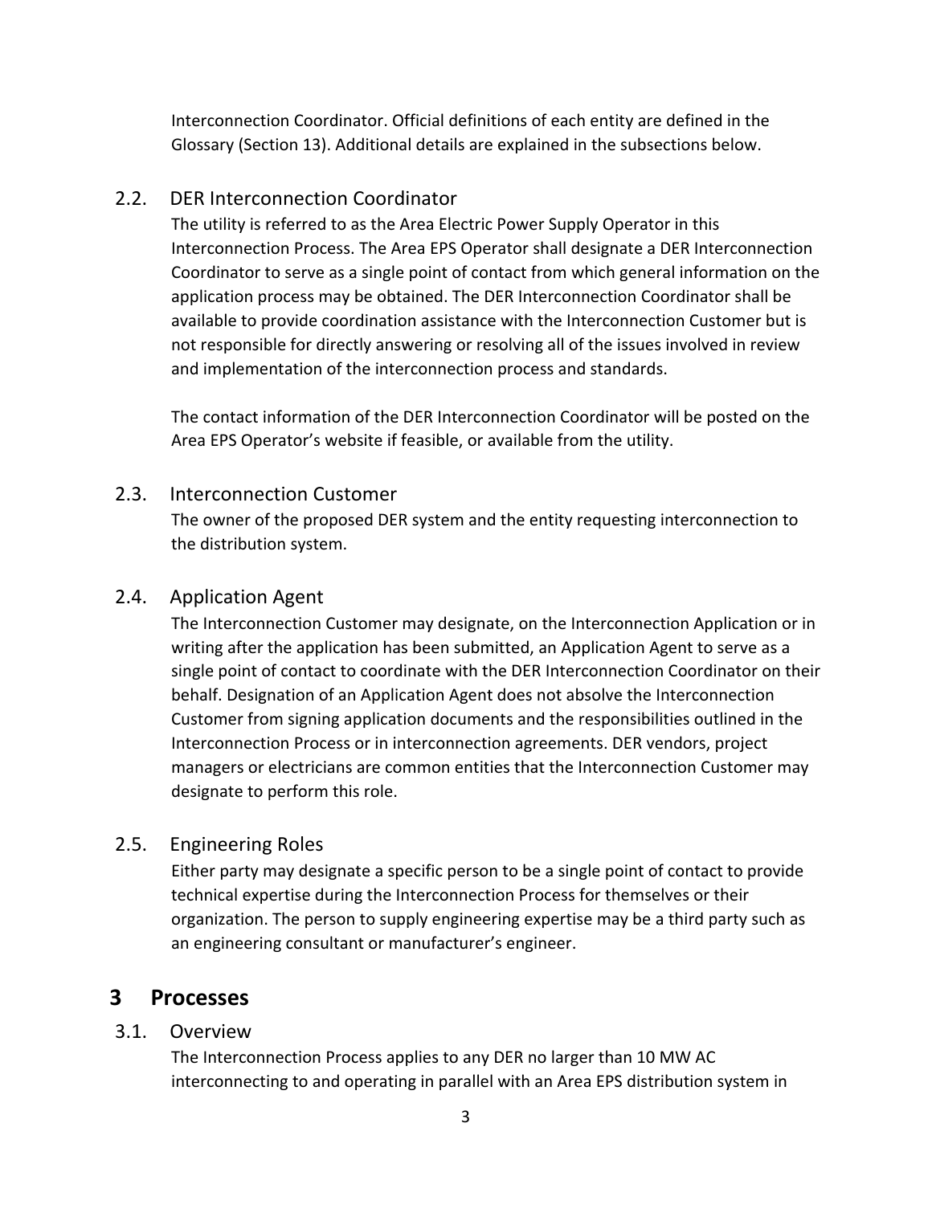Interconnection Coordinator. Official definitions of each entity are defined in the Glossary (Section 13). Additional details are explained in the subsections below.

### 2.2. DER Interconnection Coordinator

The utility is referred to as the Area Electric Power Supply Operator in this Interconnection Process. The Area EPS Operator shall designate a DER Interconnection Coordinator to serve as a single point of contact from which general information on the application process may be obtained. The DER Interconnection Coordinator shall be available to provide coordination assistance with the Interconnection Customer but is not responsible for directly answering or resolving all of the issues involved in review and implementation of the interconnection process and standards.

The contact information of the DER Interconnection Coordinator will be posted on the Area EPS Operator's website if feasible, or available from the utility.

### 2.3. Interconnection Customer

The owner of the proposed DER system and the entity requesting interconnection to the distribution system.

### 2.4. Application Agent

The Interconnection Customer may designate, on the Interconnection Application or in writing after the application has been submitted, an Application Agent to serve as a single point of contact to coordinate with the DER Interconnection Coordinator on their behalf. Designation of an Application Agent does not absolve the Interconnection Customer from signing application documents and the responsibilities outlined in the Interconnection Process or in interconnection agreements. DER vendors, project managers or electricians are common entities that the Interconnection Customer may designate to perform this role.

### 2.5. Engineering Roles

Either party may designate a specific person to be a single point of contact to provide technical expertise during the Interconnection Process for themselves or their organization. The person to supply engineering expertise may be a third party such as an engineering consultant or manufacturer's engineer.

## 3 Processes

### 3.1. Overview

The Interconnection Process applies to any DER no larger than 10 MW AC interconnecting to and operating in parallel with an Area EPS distribution system in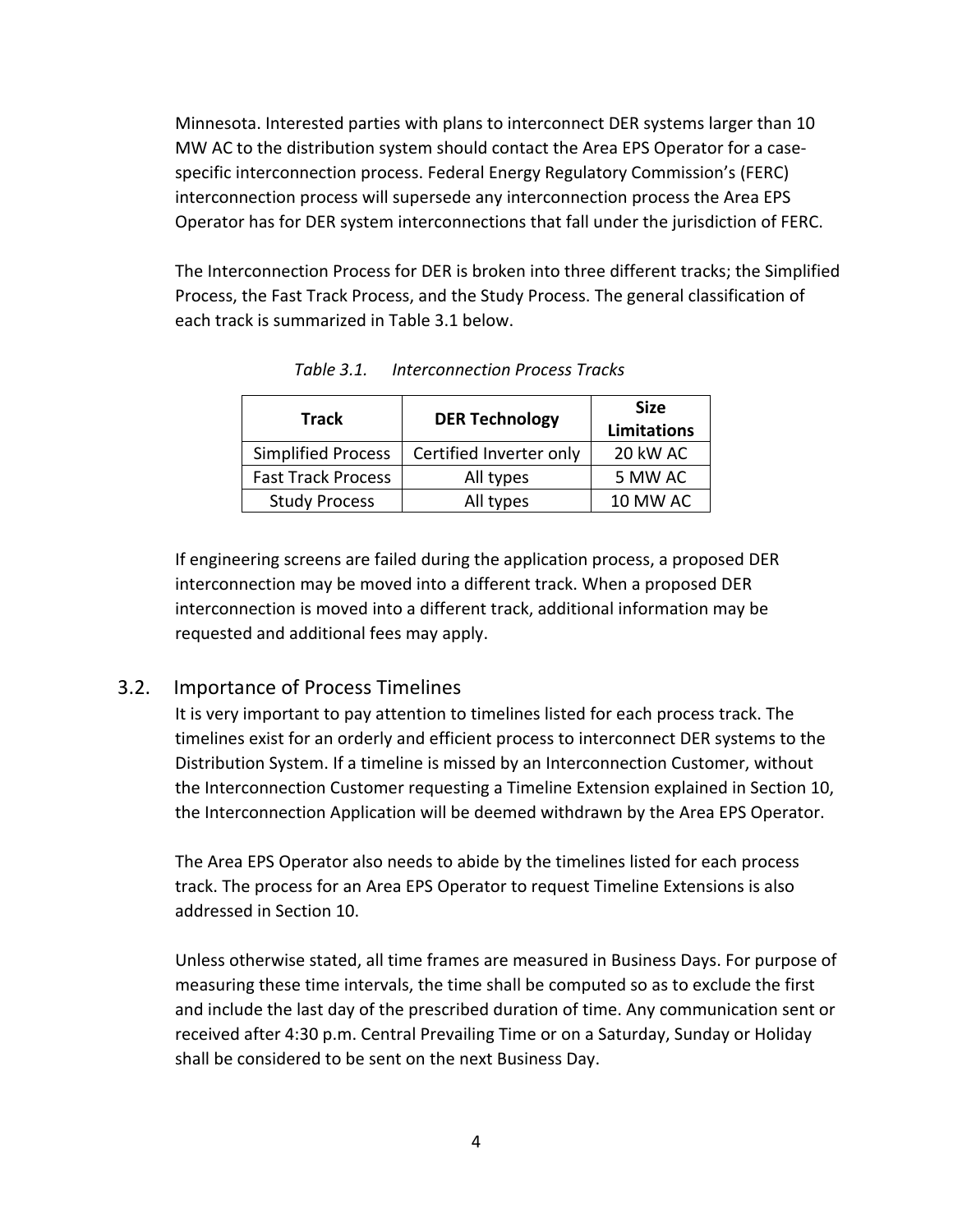Minnesota. Interested parties with plans to interconnect DER systems larger than 10 MW AC to the distribution system should contact the Area EPS Operator for a case-specific interconnection process. Federal Energy Regulatory Commission's (FERC) interconnection process will supersede any interconnection process the Area EPS Operator has for DER system interconnections that fall under the jurisdiction of FERC.

The Interconnection Process for DER is broken into three different tracks; the Simplified Process, the Fast Track Process, and the Study Process. The general classification of each track is summarized in Table 3.1 below.

*Table 3.1. Interconnection Process Tracks*

| Track | DER Technology | Size Limitations |
|---|---|---|
| Simplified Process | Certified Inverter only | 20 kW AC |
| Fast Track Process | All types | 5 MW AC |
| Study Process | All types | 10 MW AC |

If engineering screens are failed during the application process, a proposed DER interconnection may be moved into a different track. When a proposed DER interconnection is moved into a different track, additional information may be requested and additional fees may apply.

## 3.2. Importance of Process Timelines

It is very important to pay attention to timelines listed for each process track. The timelines exist for an orderly and efficient process to interconnect DER systems to the Distribution System. If a timeline is missed by an Interconnection Customer, without the Interconnection Customer requesting a Timeline Extension explained in Section 10, the Interconnection Application will be deemed withdrawn by the Area EPS Operator.

The Area EPS Operator also needs to abide by the timelines listed for each process track. The process for an Area EPS Operator to request Timeline Extensions is also addressed in Section 10.

Unless otherwise stated, all time frames are measured in Business Days. For purpose of measuring these time intervals, the time shall be computed so as to exclude the first and include the last day of the prescribed duration of time. Any communication sent or received after 4:30 p.m. Central Prevailing Time or on a Saturday, Sunday or Holiday shall be considered to be sent on the next Business Day.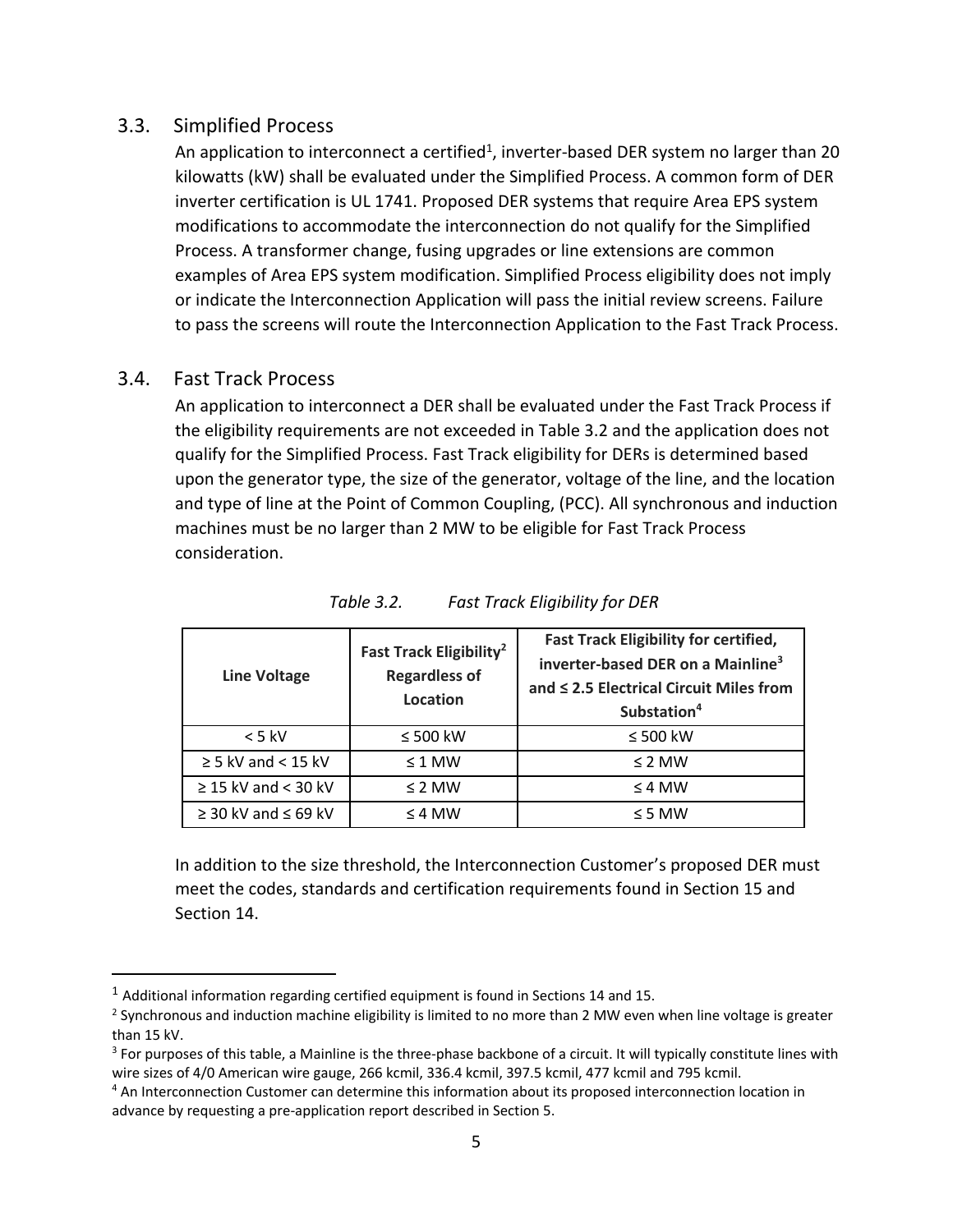## 3.3. Simplified Process

An application to interconnect a certified[1], inverter-based DER system no larger than 20 kilowatts (kW) shall be evaluated under the Simplified Process. A common form of DER inverter certification is UL 1741. Proposed DER systems that require Area EPS system modifications to accommodate the interconnection do not qualify for the Simplified Process. A transformer change, fusing upgrades or line extensions are common examples of Area EPS system modification. Simplified Process eligibility does not imply or indicate the Interconnection Application will pass the initial review screens. Failure to pass the screens will route the Interconnection Application to the Fast Track Process.

## 3.4. Fast Track Process

An application to interconnect a DER shall be evaluated under the Fast Track Process if the eligibility requirements are not exceeded in Table 3.2 and the application does not qualify for the Simplified Process. Fast Track eligibility for DERs is determined based upon the generator type, the size of the generator, voltage of the line, and the location and type of line at the Point of Common Coupling, (PCC). All synchronous and induction machines must be no larger than 2 MW to be eligible for Fast Track Process consideration.

*Table 3.2. Fast Track Eligibility for DER*

| Line Voltage | Fast Track Eligibility[2] Regardless of Location | Fast Track Eligibility for certified, inverter-based DER on a Mainline[3] and ≤ 2.5 Electrical Circuit Miles from Substation[4] |
|---|---|---|
| < 5 kV | ≤ 500 kW | ≤ 500 kW |
| ≥ 5 kV and < 15 kV | ≤ 1 MW | ≤ 2 MW |
| ≥ 15 kV and < 30 kV | ≤ 2 MW | ≤ 4 MW |
| ≥ 30 kV and ≤ 69 kV | ≤ 4 MW | ≤ 5 MW |

In addition to the size threshold, the Interconnection Customer's proposed DER must meet the codes, standards and certification requirements found in Section 15 and Section 14.

---

[1] Additional information regarding certified equipment is found in Sections 14 and 15.

[2] Synchronous and induction machine eligibility is limited to no more than 2 MW even when line voltage is greater than 15 kV.

[3] For purposes of this table, a Mainline is the three-phase backbone of a circuit. It will typically constitute lines with wire sizes of 4/0 American wire gauge, 266 kcmil, 336.4 kcmil, 397.5 kcmil, 477 kcmil and 795 kcmil.

[4] An Interconnection Customer can determine this information about its proposed interconnection location in advance by requesting a pre-application report described in Section 5.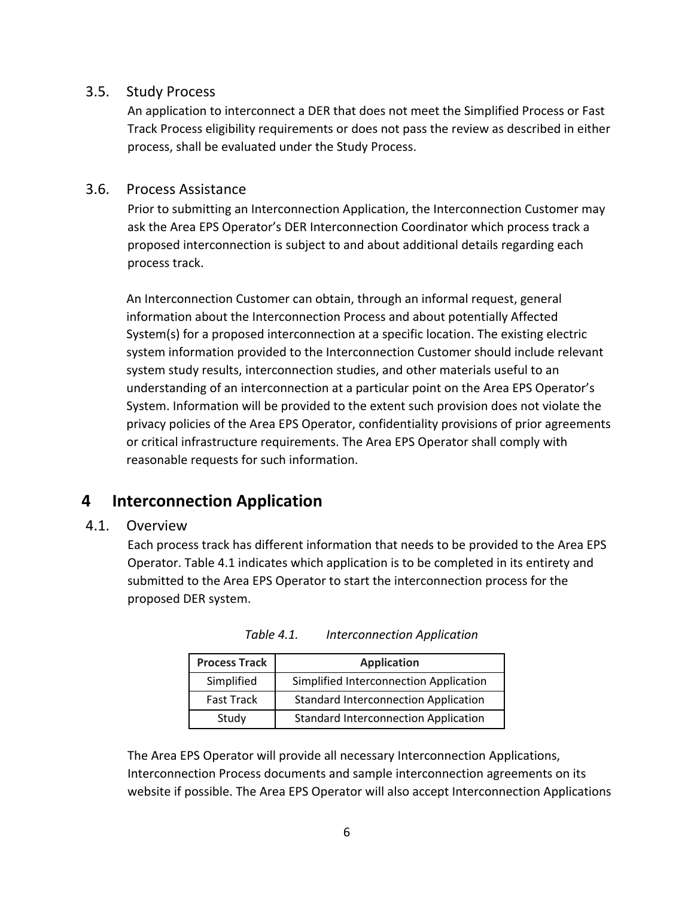### 3.5. Study Process

An application to interconnect a DER that does not meet the Simplified Process or Fast Track Process eligibility requirements or does not pass the review as described in either process, shall be evaluated under the Study Process.

### 3.6. Process Assistance

Prior to submitting an Interconnection Application, the Interconnection Customer may ask the Area EPS Operator's DER Interconnection Coordinator which process track a proposed interconnection is subject to and about additional details regarding each process track.

An Interconnection Customer can obtain, through an informal request, general information about the Interconnection Process and about potentially Affected System(s) for a proposed interconnection at a specific location. The existing electric system information provided to the Interconnection Customer should include relevant system study results, interconnection studies, and other materials useful to an understanding of an interconnection at a particular point on the Area EPS Operator's System. Information will be provided to the extent such provision does not violate the privacy policies of the Area EPS Operator, confidentiality provisions of prior agreements or critical infrastructure requirements. The Area EPS Operator shall comply with reasonable requests for such information.

## 4 Interconnection Application

### 4.1. Overview

Each process track has different information that needs to be provided to the Area EPS Operator. Table 4.1 indicates which application is to be completed in its entirety and submitted to the Area EPS Operator to start the interconnection process for the proposed DER system.

*Table 4.1. Interconnection Application*

| Process Track | Application |
|---|---|
| Simplified | Simplified Interconnection Application |
| Fast Track | Standard Interconnection Application |
| Study | Standard Interconnection Application |

The Area EPS Operator will provide all necessary Interconnection Applications, Interconnection Process documents and sample interconnection agreements on its website if possible. The Area EPS Operator will also accept Interconnection Applications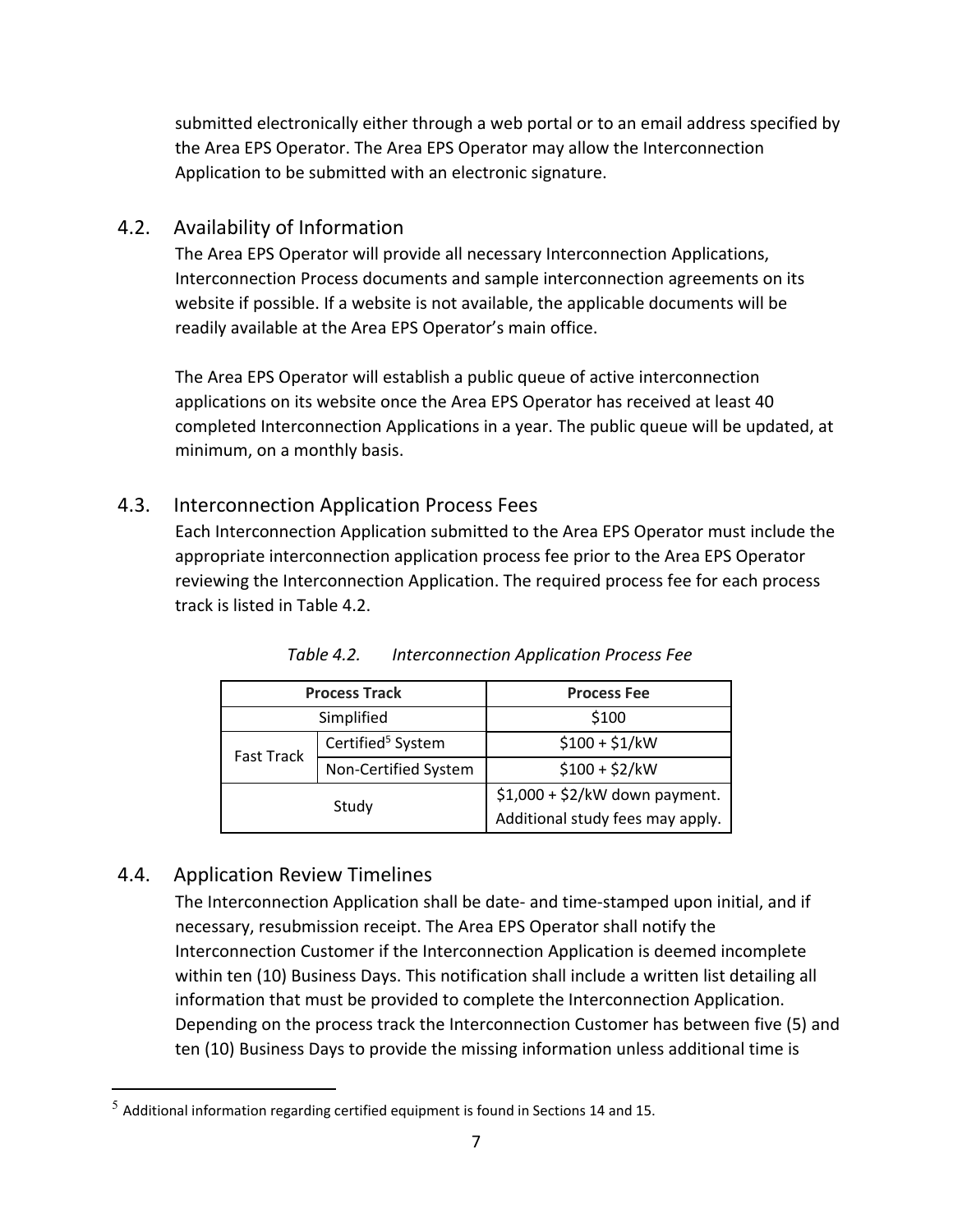submitted electronically either through a web portal or to an email address specified by the Area EPS Operator. The Area EPS Operator may allow the Interconnection Application to be submitted with an electronic signature.

## 4.2. Availability of Information

The Area EPS Operator will provide all necessary Interconnection Applications, Interconnection Process documents and sample interconnection agreements on its website if possible. If a website is not available, the applicable documents will be readily available at the Area EPS Operator's main office.

The Area EPS Operator will establish a public queue of active interconnection applications on its website once the Area EPS Operator has received at least 40 completed Interconnection Applications in a year. The public queue will be updated, at minimum, on a monthly basis.

## 4.3. Interconnection Application Process Fees

Each Interconnection Application submitted to the Area EPS Operator must include the appropriate interconnection application process fee prior to the Area EPS Operator reviewing the Interconnection Application. The required process fee for each process track is listed in Table 4.2.

*Table 4.2. Interconnection Application Process Fee*

| Process Track | | Process Fee |
|---|---|---|
| Simplified | | \$100 |
| Fast Track | Certified[5] System | \$100 + \$1/kW |
| | Non-Certified System | \$100 + \$2/kW |
| Study | | \$1,000 + \$2/kW down payment. Additional study fees may apply. |

## 4.4. Application Review Timelines

The Interconnection Application shall be date- and time-stamped upon initial, and if necessary, resubmission receipt. The Area EPS Operator shall notify the Interconnection Customer if the Interconnection Application is deemed incomplete within ten (10) Business Days. This notification shall include a written list detailing all information that must be provided to complete the Interconnection Application. Depending on the process track the Interconnection Customer has between five (5) and ten (10) Business Days to provide the missing information unless additional time is

[5] Additional information regarding certified equipment is found in Sections 14 and 15.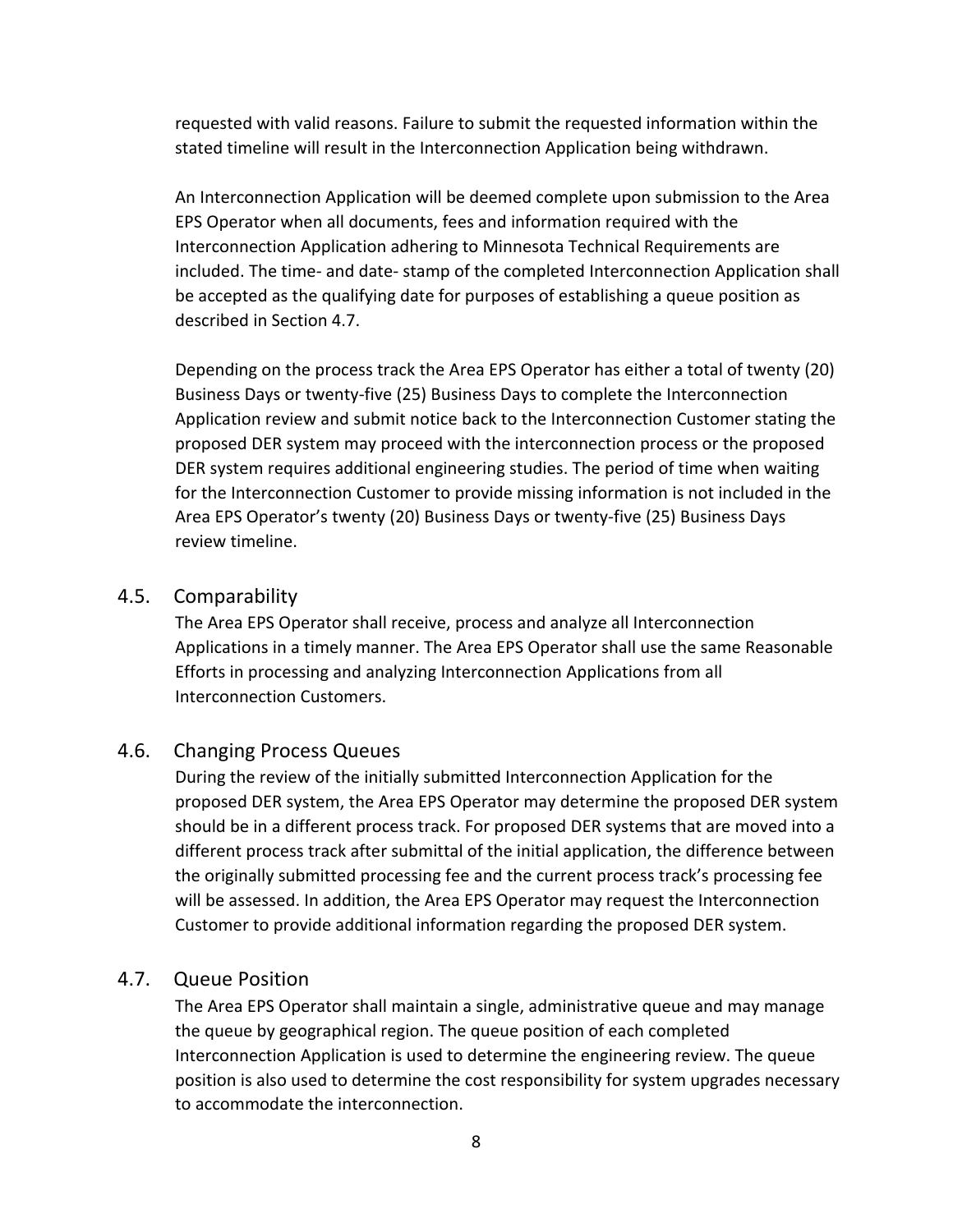requested with valid reasons. Failure to submit the requested information within the stated timeline will result in the Interconnection Application being withdrawn.

An Interconnection Application will be deemed complete upon submission to the Area EPS Operator when all documents, fees and information required with the Interconnection Application adhering to Minnesota Technical Requirements are included. The time- and date- stamp of the completed Interconnection Application shall be accepted as the qualifying date for purposes of establishing a queue position as described in Section 4.7.

Depending on the process track the Area EPS Operator has either a total of twenty (20) Business Days or twenty-five (25) Business Days to complete the Interconnection Application review and submit notice back to the Interconnection Customer stating the proposed DER system may proceed with the interconnection process or the proposed DER system requires additional engineering studies. The period of time when waiting for the Interconnection Customer to provide missing information is not included in the Area EPS Operator's twenty (20) Business Days or twenty-five (25) Business Days review timeline.

## 4.5. Comparability

The Area EPS Operator shall receive, process and analyze all Interconnection Applications in a timely manner. The Area EPS Operator shall use the same Reasonable Efforts in processing and analyzing Interconnection Applications from all Interconnection Customers.

## 4.6. Changing Process Queues

During the review of the initially submitted Interconnection Application for the proposed DER system, the Area EPS Operator may determine the proposed DER system should be in a different process track. For proposed DER systems that are moved into a different process track after submittal of the initial application, the difference between the originally submitted processing fee and the current process track's processing fee will be assessed. In addition, the Area EPS Operator may request the Interconnection Customer to provide additional information regarding the proposed DER system.

## 4.7. Queue Position

The Area EPS Operator shall maintain a single, administrative queue and may manage the queue by geographical region. The queue position of each completed Interconnection Application is used to determine the engineering review. The queue position is also used to determine the cost responsibility for system upgrades necessary to accommodate the interconnection.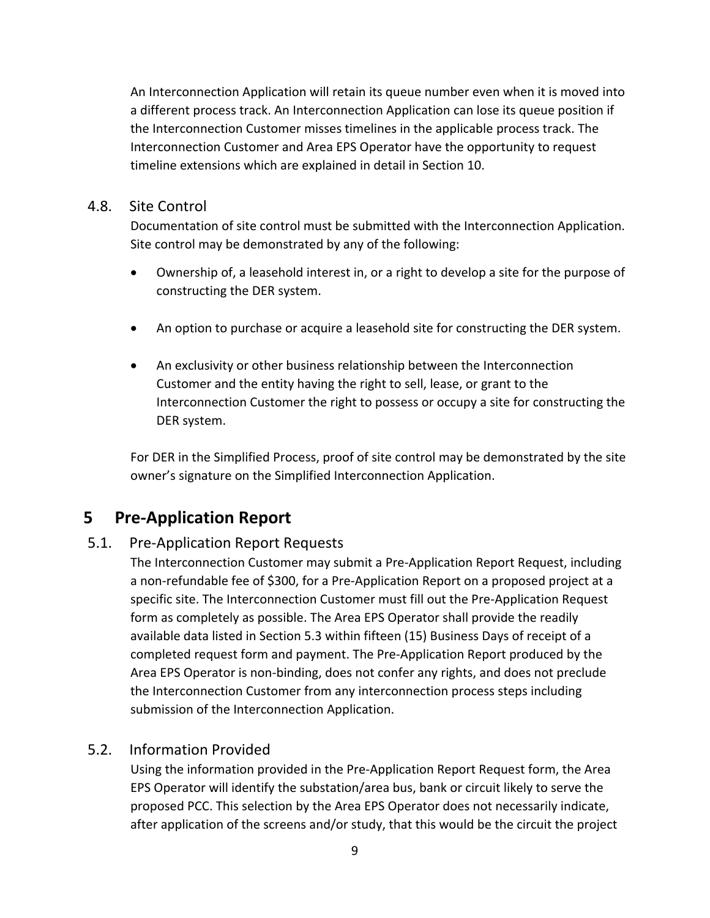An Interconnection Application will retain its queue number even when it is moved into a different process track. An Interconnection Application can lose its queue position if the Interconnection Customer misses timelines in the applicable process track. The Interconnection Customer and Area EPS Operator have the opportunity to request timeline extensions which are explained in detail in Section 10.

### 4.8. Site Control

Documentation of site control must be submitted with the Interconnection Application. Site control may be demonstrated by any of the following:

- Ownership of, a leasehold interest in, or a right to develop a site for the purpose of constructing the DER system.
- An option to purchase or acquire a leasehold site for constructing the DER system.
- An exclusivity or other business relationship between the Interconnection Customer and the entity having the right to sell, lease, or grant to the Interconnection Customer the right to possess or occupy a site for constructing the DER system.

For DER in the Simplified Process, proof of site control may be demonstrated by the site owner's signature on the Simplified Interconnection Application.

## 5 Pre-Application Report

### 5.1. Pre-Application Report Requests

The Interconnection Customer may submit a Pre-Application Report Request, including a non-refundable fee of $300, for a Pre-Application Report on a proposed project at a specific site. The Interconnection Customer must fill out the Pre-Application Request form as completely as possible. The Area EPS Operator shall provide the readily available data listed in Section 5.3 within fifteen (15) Business Days of receipt of a completed request form and payment. The Pre-Application Report produced by the Area EPS Operator is non-binding, does not confer any rights, and does not preclude the Interconnection Customer from any interconnection process steps including submission of the Interconnection Application.

### 5.2. Information Provided

Using the information provided in the Pre-Application Report Request form, the Area EPS Operator will identify the substation/area bus, bank or circuit likely to serve the proposed PCC. This selection by the Area EPS Operator does not necessarily indicate, after application of the screens and/or study, that this would be the circuit the project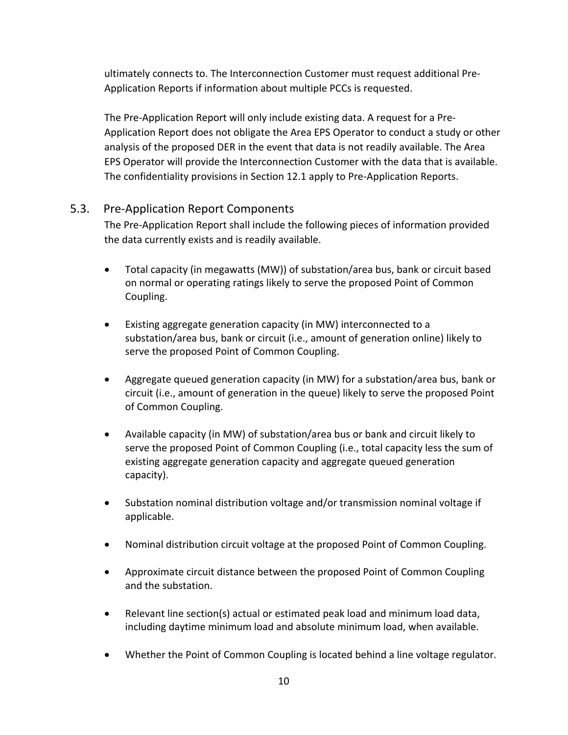ultimately connects to. The Interconnection Customer must request additional Pre-Application Reports if information about multiple PCCs is requested.

The Pre-Application Report will only include existing data. A request for a Pre-Application Report does not obligate the Area EPS Operator to conduct a study or other analysis of the proposed DER in the event that data is not readily available. The Area EPS Operator will provide the Interconnection Customer with the data that is available. The confidentiality provisions in Section 12.1 apply to Pre-Application Reports.

## 5.3. Pre-Application Report Components

The Pre-Application Report shall include the following pieces of information provided the data currently exists and is readily available.

- Total capacity (in megawatts (MW)) of substation/area bus, bank or circuit based on normal or operating ratings likely to serve the proposed Point of Common Coupling.
- Existing aggregate generation capacity (in MW) interconnected to a substation/area bus, bank or circuit (i.e., amount of generation online) likely to serve the proposed Point of Common Coupling.
- Aggregate queued generation capacity (in MW) for a substation/area bus, bank or circuit (i.e., amount of generation in the queue) likely to serve the proposed Point of Common Coupling.
- Available capacity (in MW) of substation/area bus or bank and circuit likely to serve the proposed Point of Common Coupling (i.e., total capacity less the sum of existing aggregate generation capacity and aggregate queued generation capacity).
- Substation nominal distribution voltage and/or transmission nominal voltage if applicable.
- Nominal distribution circuit voltage at the proposed Point of Common Coupling.
- Approximate circuit distance between the proposed Point of Common Coupling and the substation.
- Relevant line section(s) actual or estimated peak load and minimum load data, including daytime minimum load and absolute minimum load, when available.
- Whether the Point of Common Coupling is located behind a line voltage regulator.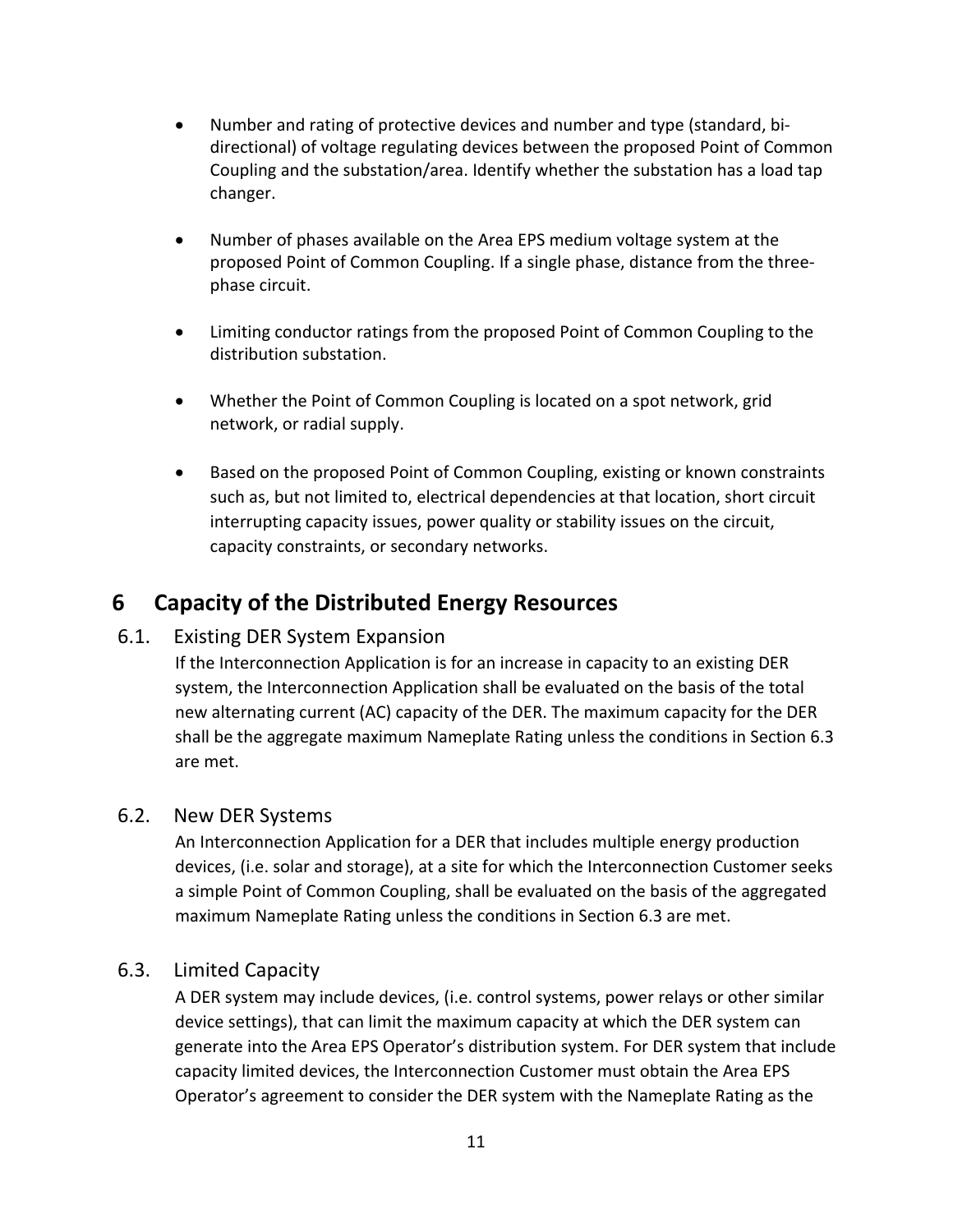- Number and rating of protective devices and number and type (standard, bi-directional) of voltage regulating devices between the proposed Point of Common Coupling and the substation/area. Identify whether the substation has a load tap changer.

- Number of phases available on the Area EPS medium voltage system at the proposed Point of Common Coupling. If a single phase, distance from the three-phase circuit.

- Limiting conductor ratings from the proposed Point of Common Coupling to the distribution substation.

- Whether the Point of Common Coupling is located on a spot network, grid network, or radial supply.

- Based on the proposed Point of Common Coupling, existing or known constraints such as, but not limited to, electrical dependencies at that location, short circuit interrupting capacity issues, power quality or stability issues on the circuit, capacity constraints, or secondary networks.

# 6 Capacity of the Distributed Energy Resources

## 6.1. Existing DER System Expansion

If the Interconnection Application is for an increase in capacity to an existing DER system, the Interconnection Application shall be evaluated on the basis of the total new alternating current (AC) capacity of the DER. The maximum capacity for the DER shall be the aggregate maximum Nameplate Rating unless the conditions in Section 6.3 are met.

## 6.2. New DER Systems

An Interconnection Application for a DER that includes multiple energy production devices, (i.e. solar and storage), at a site for which the Interconnection Customer seeks a simple Point of Common Coupling, shall be evaluated on the basis of the aggregated maximum Nameplate Rating unless the conditions in Section 6.3 are met.

## 6.3. Limited Capacity

A DER system may include devices, (i.e. control systems, power relays or other similar device settings), that can limit the maximum capacity at which the DER system can generate into the Area EPS Operator's distribution system. For DER system that include capacity limited devices, the Interconnection Customer must obtain the Area EPS Operator's agreement to consider the DER system with the Nameplate Rating as the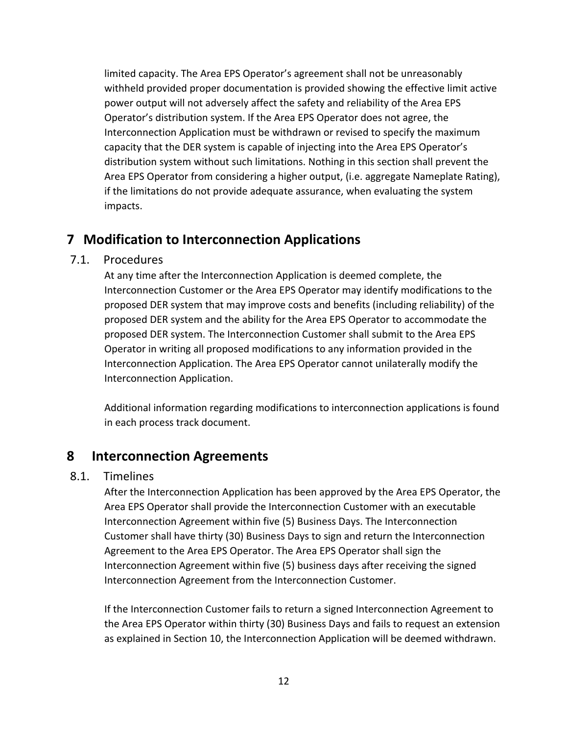limited capacity. The Area EPS Operator's agreement shall not be unreasonably withheld provided proper documentation is provided showing the effective limit active power output will not adversely affect the safety and reliability of the Area EPS Operator's distribution system. If the Area EPS Operator does not agree, the Interconnection Application must be withdrawn or revised to specify the maximum capacity that the DER system is capable of injecting into the Area EPS Operator's distribution system without such limitations. Nothing in this section shall prevent the Area EPS Operator from considering a higher output, (i.e. aggregate Nameplate Rating), if the limitations do not provide adequate assurance, when evaluating the system impacts.

# 7 Modification to Interconnection Applications

## 7.1. Procedures

At any time after the Interconnection Application is deemed complete, the Interconnection Customer or the Area EPS Operator may identify modifications to the proposed DER system that may improve costs and benefits (including reliability) of the proposed DER system and the ability for the Area EPS Operator to accommodate the proposed DER system. The Interconnection Customer shall submit to the Area EPS Operator in writing all proposed modifications to any information provided in the Interconnection Application. The Area EPS Operator cannot unilaterally modify the Interconnection Application.

Additional information regarding modifications to interconnection applications is found in each process track document.

# 8 Interconnection Agreements

## 8.1. Timelines

After the Interconnection Application has been approved by the Area EPS Operator, the Area EPS Operator shall provide the Interconnection Customer with an executable Interconnection Agreement within five (5) Business Days. The Interconnection Customer shall have thirty (30) Business Days to sign and return the Interconnection Agreement to the Area EPS Operator. The Area EPS Operator shall sign the Interconnection Agreement within five (5) business days after receiving the signed Interconnection Agreement from the Interconnection Customer.

If the Interconnection Customer fails to return a signed Interconnection Agreement to the Area EPS Operator within thirty (30) Business Days and fails to request an extension as explained in Section 10, the Interconnection Application will be deemed withdrawn.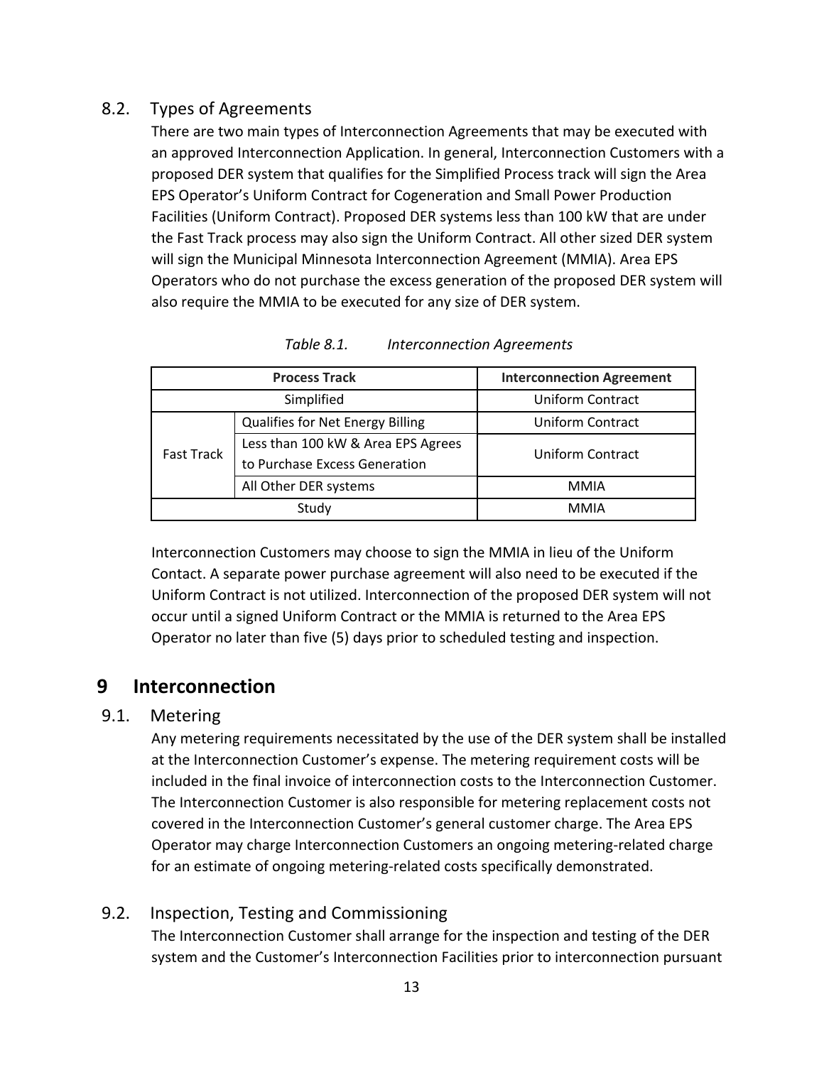### 8.2. Types of Agreements

There are two main types of Interconnection Agreements that may be executed with an approved Interconnection Application. In general, Interconnection Customers with a proposed DER system that qualifies for the Simplified Process track will sign the Area EPS Operator's Uniform Contract for Cogeneration and Small Power Production Facilities (Uniform Contract). Proposed DER systems less than 100 kW that are under the Fast Track process may also sign the Uniform Contract. All other sized DER system will sign the Municipal Minnesota Interconnection Agreement (MMIA). Area EPS Operators who do not purchase the excess generation of the proposed DER system will also require the MMIA to be executed for any size of DER system.

*Table 8.1. Interconnection Agreements*

| Process Track | | Interconnection Agreement |
|---|---|---|
| Simplified | | Uniform Contract |
| Fast Track | Qualifies for Net Energy Billing | Uniform Contract |
| | Less than 100 kW & Area EPS Agrees to Purchase Excess Generation | Uniform Contract |
| | All Other DER systems | MMIA |
| Study | | MMIA |

Interconnection Customers may choose to sign the MMIA in lieu of the Uniform Contact. A separate power purchase agreement will also need to be executed if the Uniform Contract is not utilized. Interconnection of the proposed DER system will not occur until a signed Uniform Contract or the MMIA is returned to the Area EPS Operator no later than five (5) days prior to scheduled testing and inspection.

# 9 Interconnection

### 9.1. Metering

Any metering requirements necessitated by the use of the DER system shall be installed at the Interconnection Customer's expense. The metering requirement costs will be included in the final invoice of interconnection costs to the Interconnection Customer. The Interconnection Customer is also responsible for metering replacement costs not covered in the Interconnection Customer's general customer charge. The Area EPS Operator may charge Interconnection Customers an ongoing metering-related charge for an estimate of ongoing metering-related costs specifically demonstrated.

### 9.2. Inspection, Testing and Commissioning

The Interconnection Customer shall arrange for the inspection and testing of the DER system and the Customer's Interconnection Facilities prior to interconnection pursuant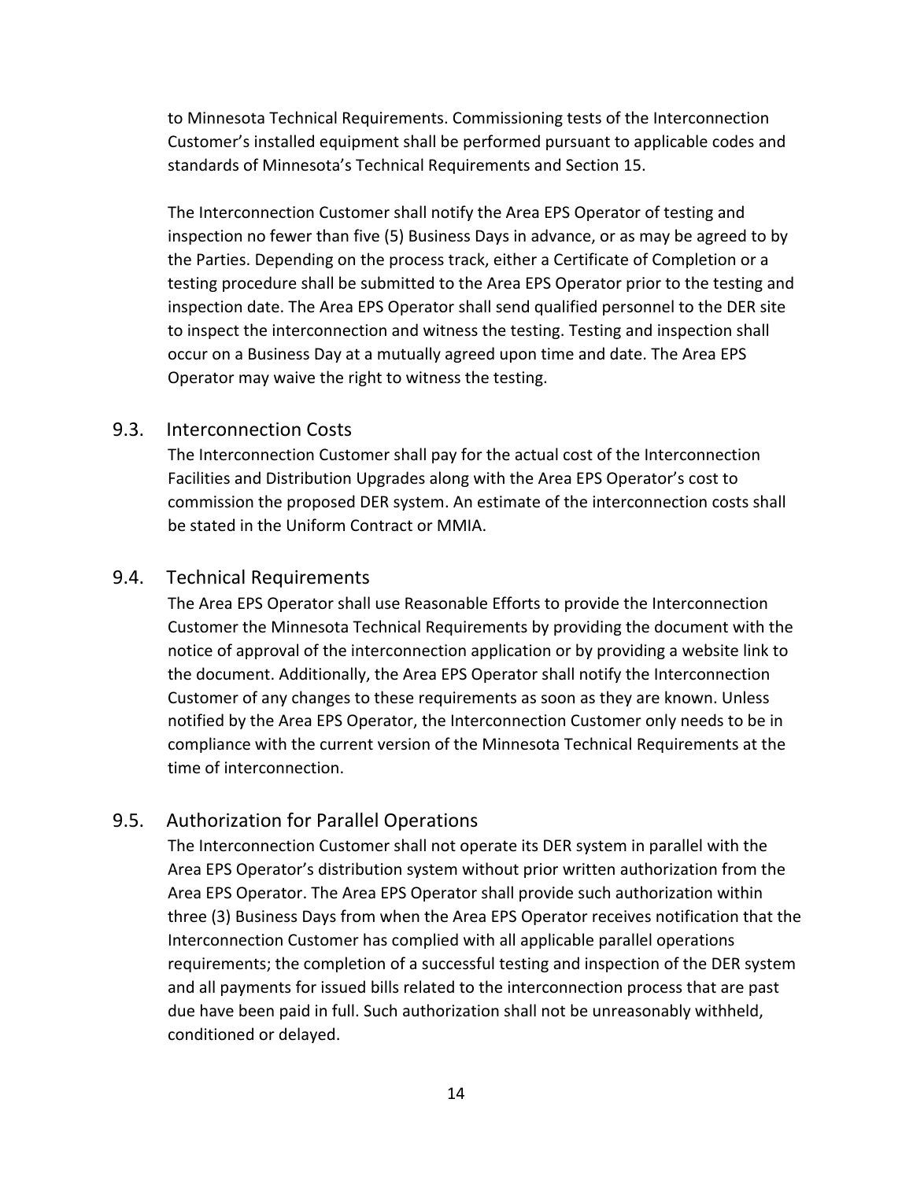to Minnesota Technical Requirements. Commissioning tests of the Interconnection Customer's installed equipment shall be performed pursuant to applicable codes and standards of Minnesota's Technical Requirements and Section 15.

The Interconnection Customer shall notify the Area EPS Operator of testing and inspection no fewer than five (5) Business Days in advance, or as may be agreed to by the Parties. Depending on the process track, either a Certificate of Completion or a testing procedure shall be submitted to the Area EPS Operator prior to the testing and inspection date. The Area EPS Operator shall send qualified personnel to the DER site to inspect the interconnection and witness the testing. Testing and inspection shall occur on a Business Day at a mutually agreed upon time and date. The Area EPS Operator may waive the right to witness the testing.

## 9.3. Interconnection Costs

The Interconnection Customer shall pay for the actual cost of the Interconnection Facilities and Distribution Upgrades along with the Area EPS Operator's cost to commission the proposed DER system. An estimate of the interconnection costs shall be stated in the Uniform Contract or MMIA.

## 9.4. Technical Requirements

The Area EPS Operator shall use Reasonable Efforts to provide the Interconnection Customer the Minnesota Technical Requirements by providing the document with the notice of approval of the interconnection application or by providing a website link to the document. Additionally, the Area EPS Operator shall notify the Interconnection Customer of any changes to these requirements as soon as they are known. Unless notified by the Area EPS Operator, the Interconnection Customer only needs to be in compliance with the current version of the Minnesota Technical Requirements at the time of interconnection.

## 9.5. Authorization for Parallel Operations

The Interconnection Customer shall not operate its DER system in parallel with the Area EPS Operator's distribution system without prior written authorization from the Area EPS Operator. The Area EPS Operator shall provide such authorization within three (3) Business Days from when the Area EPS Operator receives notification that the Interconnection Customer has complied with all applicable parallel operations requirements; the completion of a successful testing and inspection of the DER system and all payments for issued bills related to the interconnection process that are past due have been paid in full. Such authorization shall not be unreasonably withheld, conditioned or delayed.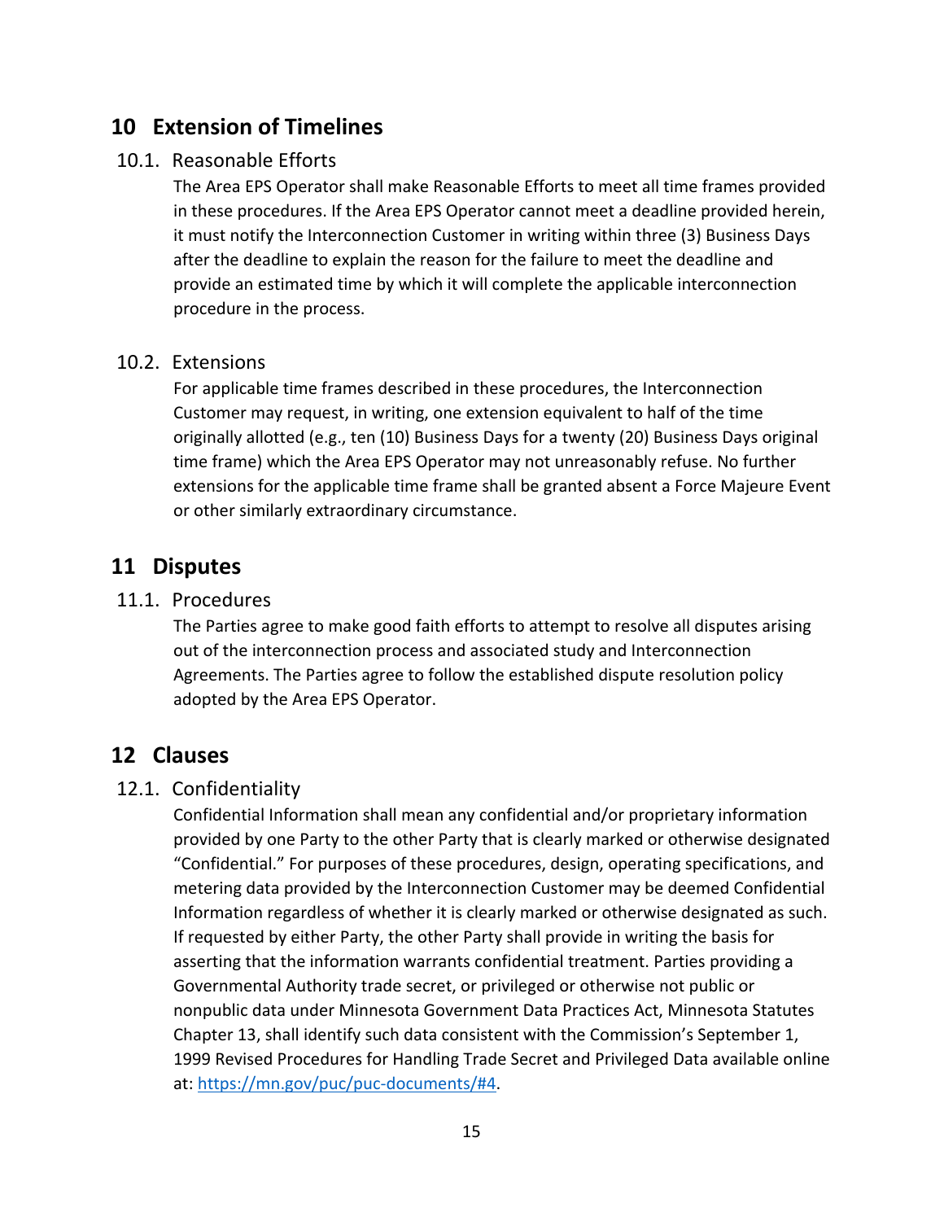## 10 Extension of Timelines

### 10.1. Reasonable Efforts

The Area EPS Operator shall make Reasonable Efforts to meet all time frames provided in these procedures. If the Area EPS Operator cannot meet a deadline provided herein, it must notify the Interconnection Customer in writing within three (3) Business Days after the deadline to explain the reason for the failure to meet the deadline and provide an estimated time by which it will complete the applicable interconnection procedure in the process.

### 10.2. Extensions

For applicable time frames described in these procedures, the Interconnection Customer may request, in writing, one extension equivalent to half of the time originally allotted (e.g., ten (10) Business Days for a twenty (20) Business Days original time frame) which the Area EPS Operator may not unreasonably refuse. No further extensions for the applicable time frame shall be granted absent a Force Majeure Event or other similarly extraordinary circumstance.

## 11 Disputes

### 11.1. Procedures

The Parties agree to make good faith efforts to attempt to resolve all disputes arising out of the interconnection process and associated study and Interconnection Agreements. The Parties agree to follow the established dispute resolution policy adopted by the Area EPS Operator.

## 12 Clauses

### 12.1. Confidentiality

Confidential Information shall mean any confidential and/or proprietary information provided by one Party to the other Party that is clearly marked or otherwise designated "Confidential." For purposes of these procedures, design, operating specifications, and metering data provided by the Interconnection Customer may be deemed Confidential Information regardless of whether it is clearly marked or otherwise designated as such. If requested by either Party, the other Party shall provide in writing the basis for asserting that the information warrants confidential treatment. Parties providing a Governmental Authority trade secret, or privileged or otherwise not public or nonpublic data under Minnesota Government Data Practices Act, Minnesota Statutes Chapter 13, shall identify such data consistent with the Commission's September 1, 1999 Revised Procedures for Handling Trade Secret and Privileged Data available online at: [https://mn.gov/puc/puc-documents/#4](https://mn.gov/puc/puc-documents/#4).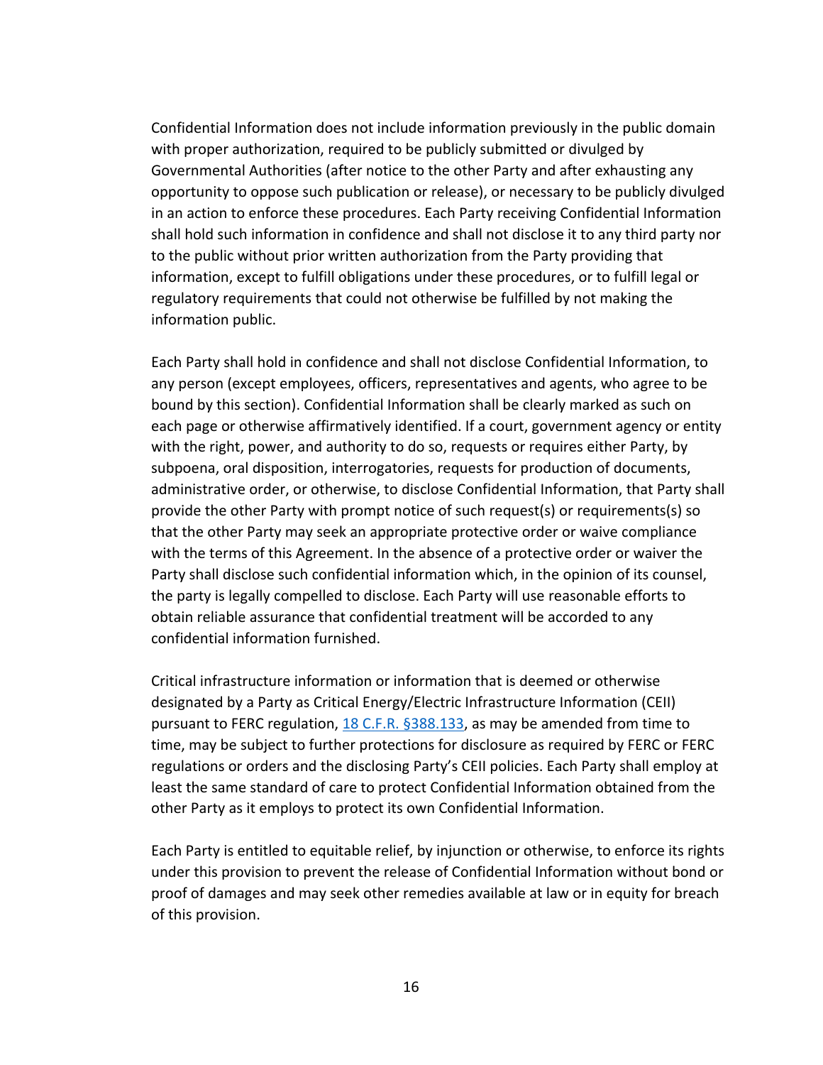Confidential Information does not include information previously in the public domain with proper authorization, required to be publicly submitted or divulged by Governmental Authorities (after notice to the other Party and after exhausting any opportunity to oppose such publication or release), or necessary to be publicly divulged in an action to enforce these procedures. Each Party receiving Confidential Information shall hold such information in confidence and shall not disclose it to any third party nor to the public without prior written authorization from the Party providing that information, except to fulfill obligations under these procedures, or to fulfill legal or regulatory requirements that could not otherwise be fulfilled by not making the information public.

Each Party shall hold in confidence and shall not disclose Confidential Information, to any person (except employees, officers, representatives and agents, who agree to be bound by this section). Confidential Information shall be clearly marked as such on each page or otherwise affirmatively identified. If a court, government agency or entity with the right, power, and authority to do so, requests or requires either Party, by subpoena, oral disposition, interrogatories, requests for production of documents, administrative order, or otherwise, to disclose Confidential Information, that Party shall provide the other Party with prompt notice of such request(s) or requirements(s) so that the other Party may seek an appropriate protective order or waive compliance with the terms of this Agreement. In the absence of a protective order or waiver the Party shall disclose such confidential information which, in the opinion of its counsel, the party is legally compelled to disclose. Each Party will use reasonable efforts to obtain reliable assurance that confidential treatment will be accorded to any confidential information furnished.

Critical infrastructure information or information that is deemed or otherwise designated by a Party as Critical Energy/Electric Infrastructure Information (CEII) pursuant to FERC regulation, [18 C.F.R. §388.133](), as may be amended from time to time, may be subject to further protections for disclosure as required by FERC or FERC regulations or orders and the disclosing Party's CEII policies. Each Party shall employ at least the same standard of care to protect Confidential Information obtained from the other Party as it employs to protect its own Confidential Information.

Each Party is entitled to equitable relief, by injunction or otherwise, to enforce its rights under this provision to prevent the release of Confidential Information without bond or proof of damages and may seek other remedies available at law or in equity for breach of this provision.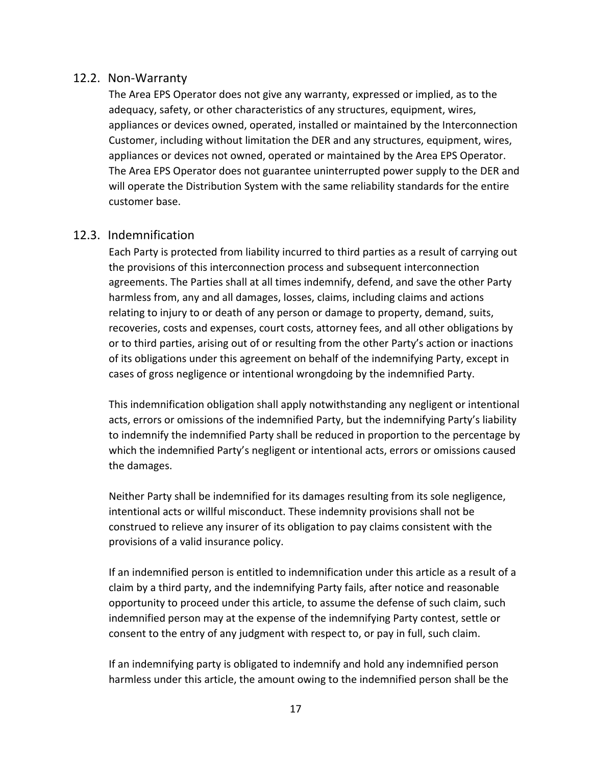### 12.2. Non-Warranty

The Area EPS Operator does not give any warranty, expressed or implied, as to the adequacy, safety, or other characteristics of any structures, equipment, wires, appliances or devices owned, operated, installed or maintained by the Interconnection Customer, including without limitation the DER and any structures, equipment, wires, appliances or devices not owned, operated or maintained by the Area EPS Operator. The Area EPS Operator does not guarantee uninterrupted power supply to the DER and will operate the Distribution System with the same reliability standards for the entire customer base.

### 12.3. Indemnification

Each Party is protected from liability incurred to third parties as a result of carrying out the provisions of this interconnection process and subsequent interconnection agreements. The Parties shall at all times indemnify, defend, and save the other Party harmless from, any and all damages, losses, claims, including claims and actions relating to injury to or death of any person or damage to property, demand, suits, recoveries, costs and expenses, court costs, attorney fees, and all other obligations by or to third parties, arising out of or resulting from the other Party's action or inactions of its obligations under this agreement on behalf of the indemnifying Party, except in cases of gross negligence or intentional wrongdoing by the indemnified Party.

This indemnification obligation shall apply notwithstanding any negligent or intentional acts, errors or omissions of the indemnified Party, but the indemnifying Party's liability to indemnify the indemnified Party shall be reduced in proportion to the percentage by which the indemnified Party's negligent or intentional acts, errors or omissions caused the damages.

Neither Party shall be indemnified for its damages resulting from its sole negligence, intentional acts or willful misconduct. These indemnity provisions shall not be construed to relieve any insurer of its obligation to pay claims consistent with the provisions of a valid insurance policy.

If an indemnified person is entitled to indemnification under this article as a result of a claim by a third party, and the indemnifying Party fails, after notice and reasonable opportunity to proceed under this article, to assume the defense of such claim, such indemnified person may at the expense of the indemnifying Party contest, settle or consent to the entry of any judgment with respect to, or pay in full, such claim.

If an indemnifying party is obligated to indemnify and hold any indemnified person harmless under this article, the amount owing to the indemnified person shall be the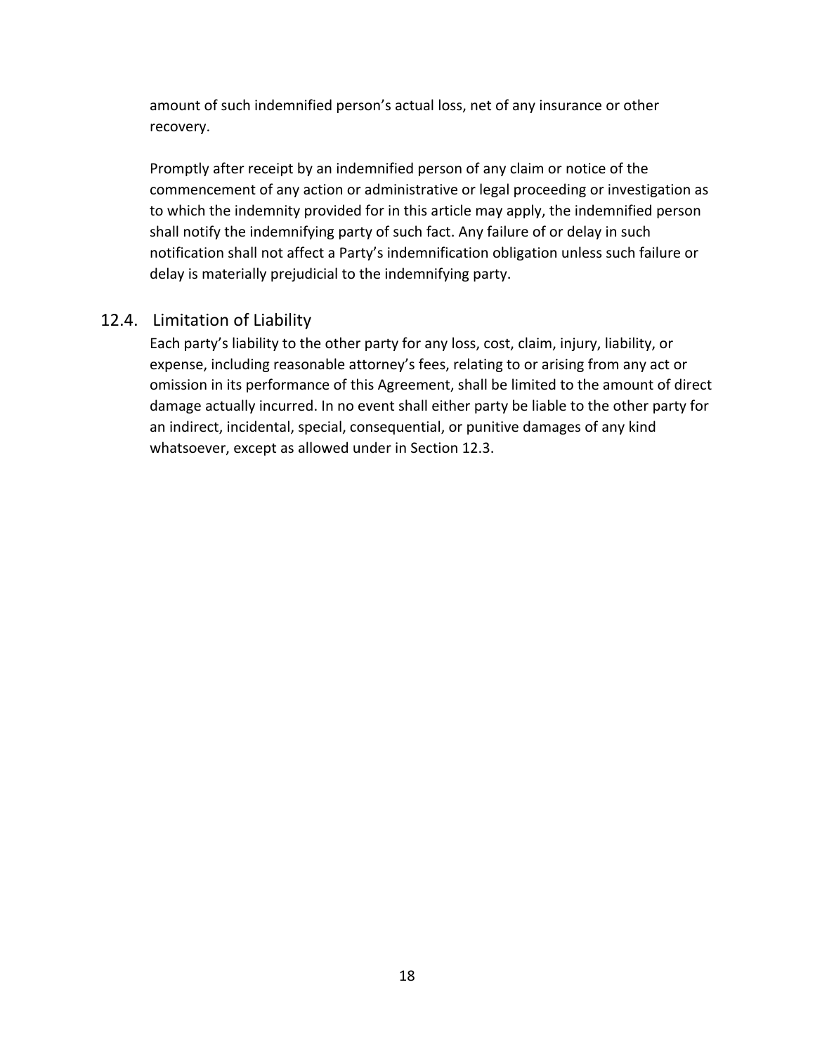amount of such indemnified person's actual loss, net of any insurance or other recovery.

Promptly after receipt by an indemnified person of any claim or notice of the commencement of any action or administrative or legal proceeding or investigation as to which the indemnity provided for in this article may apply, the indemnified person shall notify the indemnifying party of such fact. Any failure of or delay in such notification shall not affect a Party's indemnification obligation unless such failure or delay is materially prejudicial to the indemnifying party.

### 12.4. Limitation of Liability

Each party's liability to the other party for any loss, cost, claim, injury, liability, or expense, including reasonable attorney's fees, relating to or arising from any act or omission in its performance of this Agreement, shall be limited to the amount of direct damage actually incurred. In no event shall either party be liable to the other party for an indirect, incidental, special, consequential, or punitive damages of any kind whatsoever, except as allowed under in Section 12.3.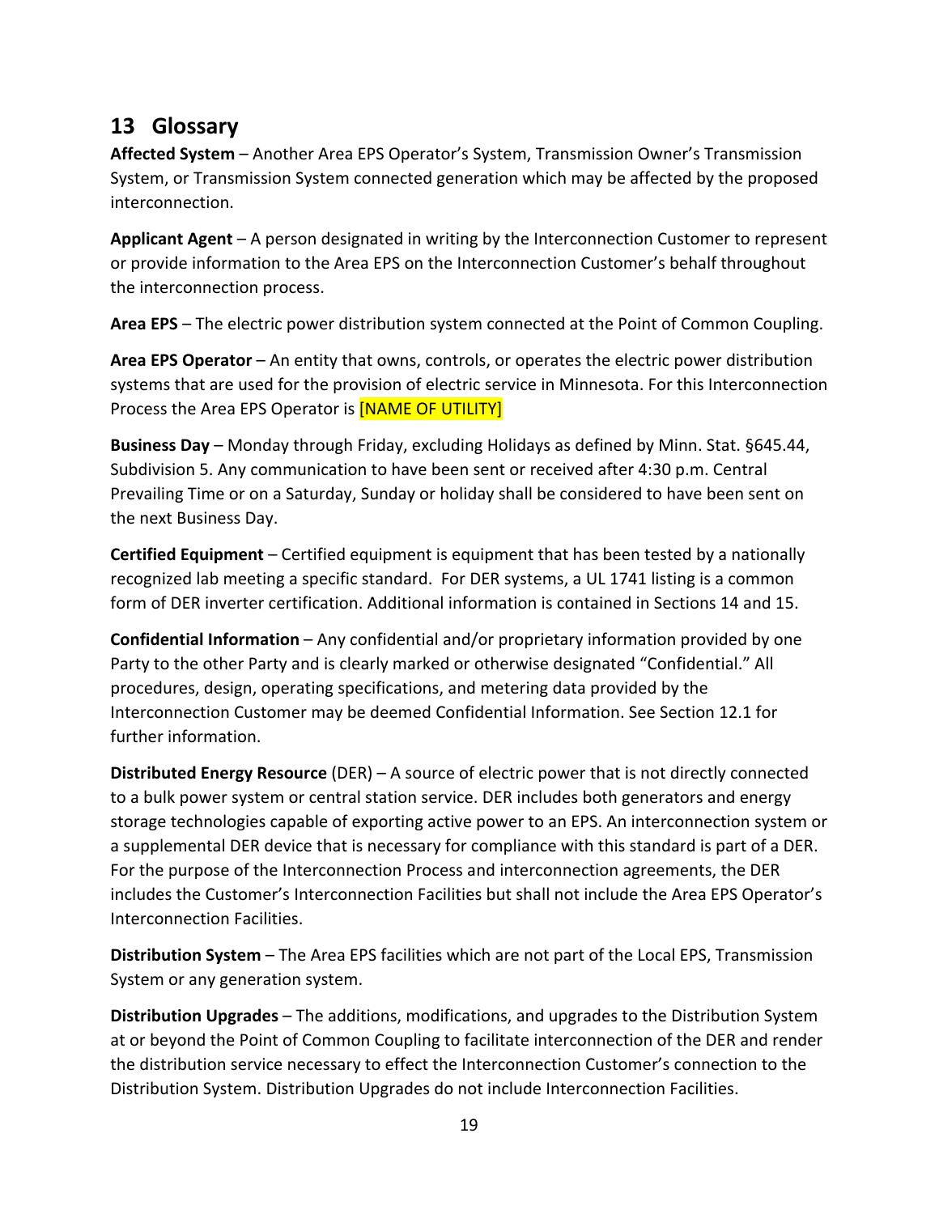# 13 Glossary

**Affected System** – Another Area EPS Operator's System, Transmission Owner's Transmission System, or Transmission System connected generation which may be affected by the proposed interconnection.

**Applicant Agent** – A person designated in writing by the Interconnection Customer to represent or provide information to the Area EPS on the Interconnection Customer's behalf throughout the interconnection process.

**Area EPS** – The electric power distribution system connected at the Point of Common Coupling.

**Area EPS Operator** – An entity that owns, controls, or operates the electric power distribution systems that are used for the provision of electric service in Minnesota. For this Interconnection Process the Area EPS Operator is [NAME OF UTILITY]

**Business Day** – Monday through Friday, excluding Holidays as defined by Minn. Stat. §645.44, Subdivision 5. Any communication to have been sent or received after 4:30 p.m. Central Prevailing Time or on a Saturday, Sunday or holiday shall be considered to have been sent on the next Business Day.

**Certified Equipment** – Certified equipment is equipment that has been tested by a nationally recognized lab meeting a specific standard. For DER systems, a UL 1741 listing is a common form of DER inverter certification. Additional information is contained in Sections 14 and 15.

**Confidential Information** – Any confidential and/or proprietary information provided by one Party to the other Party and is clearly marked or otherwise designated "Confidential." All procedures, design, operating specifications, and metering data provided by the Interconnection Customer may be deemed Confidential Information. See Section 12.1 for further information.

**Distributed Energy Resource** (DER) – A source of electric power that is not directly connected to a bulk power system or central station service. DER includes both generators and energy storage technologies capable of exporting active power to an EPS. An interconnection system or a supplemental DER device that is necessary for compliance with this standard is part of a DER. For the purpose of the Interconnection Process and interconnection agreements, the DER includes the Customer's Interconnection Facilities but shall not include the Area EPS Operator's Interconnection Facilities.

**Distribution System** – The Area EPS facilities which are not part of the Local EPS, Transmission System or any generation system.

**Distribution Upgrades** – The additions, modifications, and upgrades to the Distribution System at or beyond the Point of Common Coupling to facilitate interconnection of the DER and render the distribution service necessary to effect the Interconnection Customer's connection to the Distribution System. Distribution Upgrades do not include Interconnection Facilities.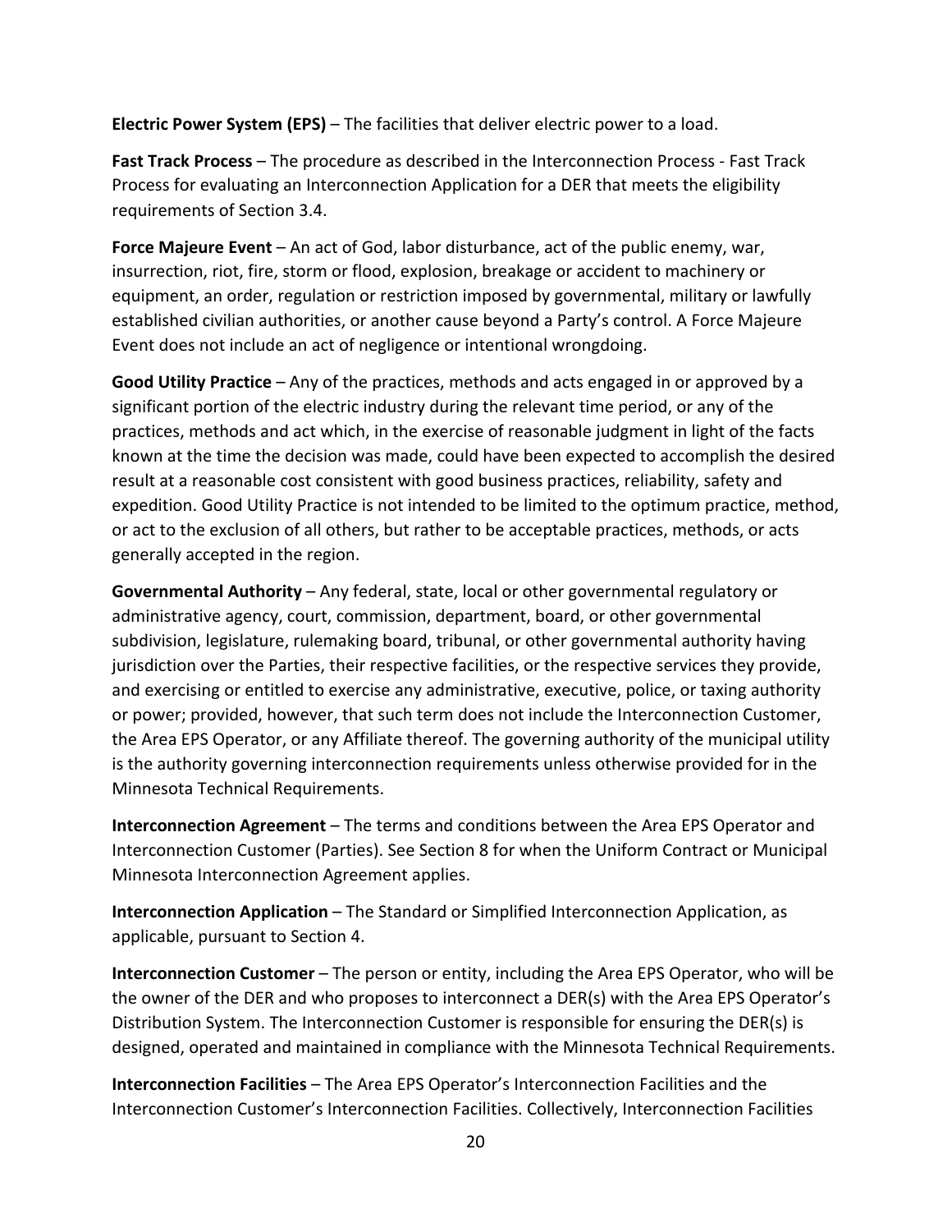**Electric Power System (EPS)** – The facilities that deliver electric power to a load.

**Fast Track Process** – The procedure as described in the Interconnection Process - Fast Track Process for evaluating an Interconnection Application for a DER that meets the eligibility requirements of Section 3.4.

**Force Majeure Event** – An act of God, labor disturbance, act of the public enemy, war, insurrection, riot, fire, storm or flood, explosion, breakage or accident to machinery or equipment, an order, regulation or restriction imposed by governmental, military or lawfully established civilian authorities, or another cause beyond a Party's control. A Force Majeure Event does not include an act of negligence or intentional wrongdoing.

**Good Utility Practice** – Any of the practices, methods and acts engaged in or approved by a significant portion of the electric industry during the relevant time period, or any of the practices, methods and act which, in the exercise of reasonable judgment in light of the facts known at the time the decision was made, could have been expected to accomplish the desired result at a reasonable cost consistent with good business practices, reliability, safety and expedition. Good Utility Practice is not intended to be limited to the optimum practice, method, or act to the exclusion of all others, but rather to be acceptable practices, methods, or acts generally accepted in the region.

**Governmental Authority** – Any federal, state, local or other governmental regulatory or administrative agency, court, commission, department, board, or other governmental subdivision, legislature, rulemaking board, tribunal, or other governmental authority having jurisdiction over the Parties, their respective facilities, or the respective services they provide, and exercising or entitled to exercise any administrative, executive, police, or taxing authority or power; provided, however, that such term does not include the Interconnection Customer, the Area EPS Operator, or any Affiliate thereof. The governing authority of the municipal utility is the authority governing interconnection requirements unless otherwise provided for in the Minnesota Technical Requirements.

**Interconnection Agreement** – The terms and conditions between the Area EPS Operator and Interconnection Customer (Parties). See Section 8 for when the Uniform Contract or Municipal Minnesota Interconnection Agreement applies.

**Interconnection Application** – The Standard or Simplified Interconnection Application, as applicable, pursuant to Section 4.

**Interconnection Customer** – The person or entity, including the Area EPS Operator, who will be the owner of the DER and who proposes to interconnect a DER(s) with the Area EPS Operator's Distribution System. The Interconnection Customer is responsible for ensuring the DER(s) is designed, operated and maintained in compliance with the Minnesota Technical Requirements.

**Interconnection Facilities** – The Area EPS Operator's Interconnection Facilities and the Interconnection Customer's Interconnection Facilities. Collectively, Interconnection Facilities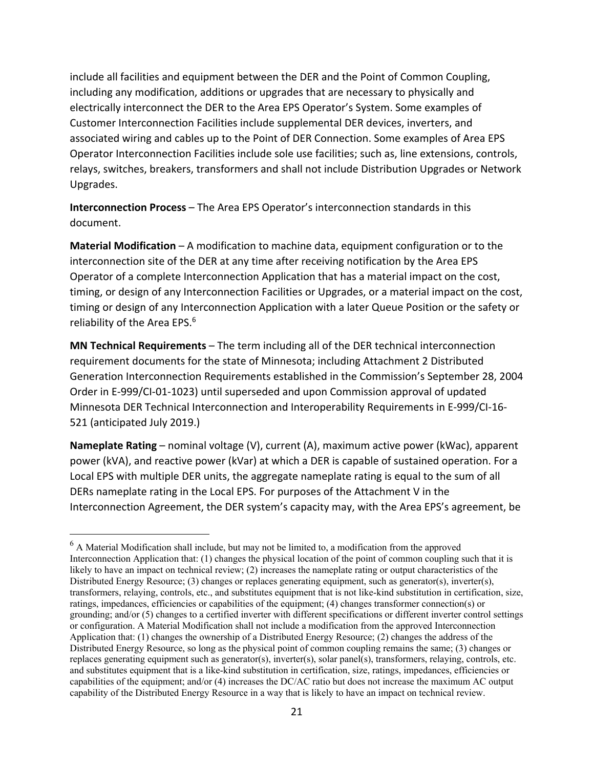include all facilities and equipment between the DER and the Point of Common Coupling, including any modification, additions or upgrades that are necessary to physically and electrically interconnect the DER to the Area EPS Operator's System. Some examples of Customer Interconnection Facilities include supplemental DER devices, inverters, and associated wiring and cables up to the Point of DER Connection. Some examples of Area EPS Operator Interconnection Facilities include sole use facilities; such as, line extensions, controls, relays, switches, breakers, transformers and shall not include Distribution Upgrades or Network Upgrades.

**Interconnection Process** – The Area EPS Operator's interconnection standards in this document.

**Material Modification** – A modification to machine data, equipment configuration or to the interconnection site of the DER at any time after receiving notification by the Area EPS Operator of a complete Interconnection Application that has a material impact on the cost, timing, or design of any Interconnection Facilities or Upgrades, or a material impact on the cost, timing or design of any Interconnection Application with a later Queue Position or the safety or reliability of the Area EPS.[6]

**MN Technical Requirements** – The term including all of the DER technical interconnection requirement documents for the state of Minnesota; including Attachment 2 Distributed Generation Interconnection Requirements established in the Commission's September 28, 2004 Order in E-999/CI-01-1023) until superseded and upon Commission approval of updated Minnesota DER Technical Interconnection and Interoperability Requirements in E-999/CI-16-521 (anticipated July 2019.)

**Nameplate Rating** – nominal voltage (V), current (A), maximum active power (kWac), apparent power (kVA), and reactive power (kVar) at which a DER is capable of sustained operation. For a Local EPS with multiple DER units, the aggregate nameplate rating is equal to the sum of all DERs nameplate rating in the Local EPS. For purposes of the Attachment V in the Interconnection Agreement, the DER system's capacity may, with the Area EPS's agreement, be

---

[6] A Material Modification shall include, but may not be limited to, a modification from the approved Interconnection Application that: (1) changes the physical location of the point of common coupling such that it is likely to have an impact on technical review; (2) increases the nameplate rating or output characteristics of the Distributed Energy Resource; (3) changes or replaces generating equipment, such as generator(s), inverter(s), transformers, relaying, controls, etc., and substitutes equipment that is not like-kind substitution in certification, size, ratings, impedances, efficiencies or capabilities of the equipment; (4) changes transformer connection(s) or grounding; and/or (5) changes to a certified inverter with different specifications or different inverter control settings or configuration. A Material Modification shall not include a modification from the approved Interconnection Application that: (1) changes the ownership of a Distributed Energy Resource; (2) changes the address of the Distributed Energy Resource, so long as the physical point of common coupling remains the same; (3) changes or replaces generating equipment such as generator(s), inverter(s), solar panel(s), transformers, relaying, controls, etc. and substitutes equipment that is a like-kind substitution in certification, size, ratings, impedances, efficiencies or capabilities of the equipment; and/or (4) increases the DC/AC ratio but does not increase the maximum AC output capability of the Distributed Energy Resource in a way that is likely to have an impact on technical review.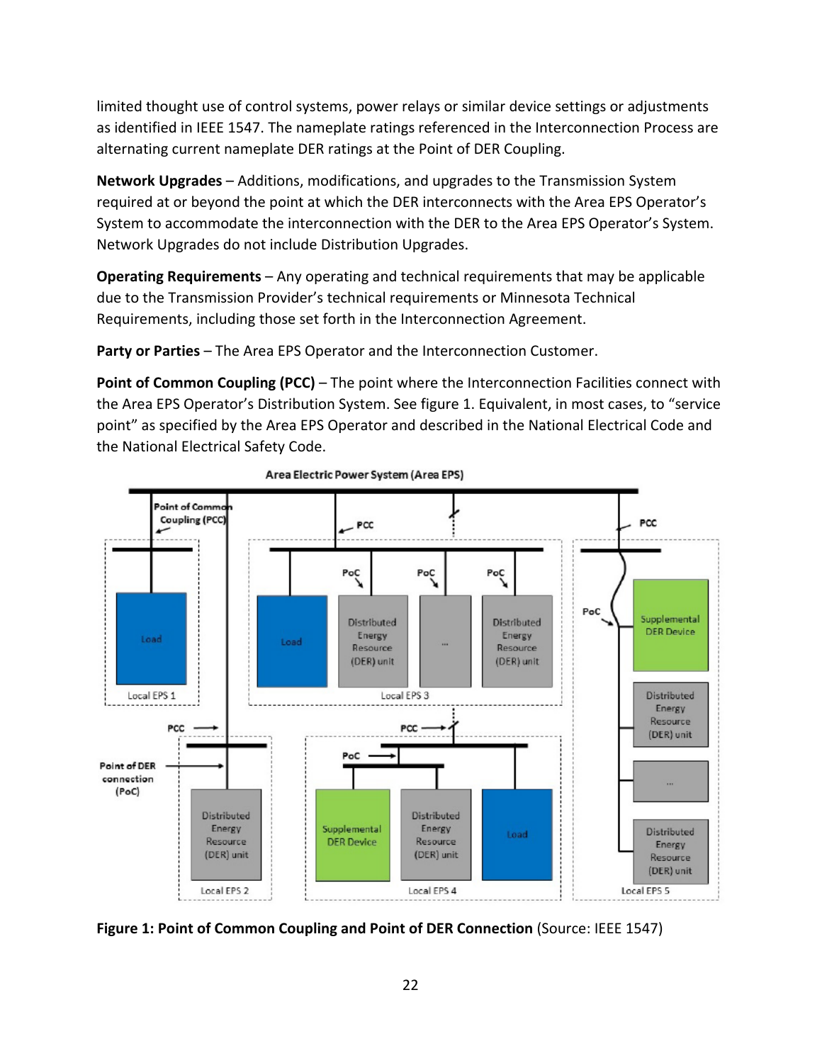limited thought use of control systems, power relays or similar device settings or adjustments as identified in IEEE 1547. The nameplate ratings referenced in the Interconnection Process are alternating current nameplate DER ratings at the Point of DER Coupling.

**Network Upgrades** – Additions, modifications, and upgrades to the Transmission System required at or beyond the point at which the DER interconnects with the Area EPS Operator's System to accommodate the interconnection with the DER to the Area EPS Operator's System. Network Upgrades do not include Distribution Upgrades.

**Operating Requirements** – Any operating and technical requirements that may be applicable due to the Transmission Provider's technical requirements or Minnesota Technical Requirements, including those set forth in the Interconnection Agreement.

**Party or Parties** – The Area EPS Operator and the Interconnection Customer.

**Point of Common Coupling (PCC)** – The point where the Interconnection Facilities connect with the Area EPS Operator's Distribution System. See figure 1. Equivalent, in most cases, to "service point" as specified by the Area EPS Operator and described in the National Electrical Code and the National Electrical Safety Code.

**Figure 1: Point of Common Coupling and Point of DER Connection** (Source: IEEE 1547)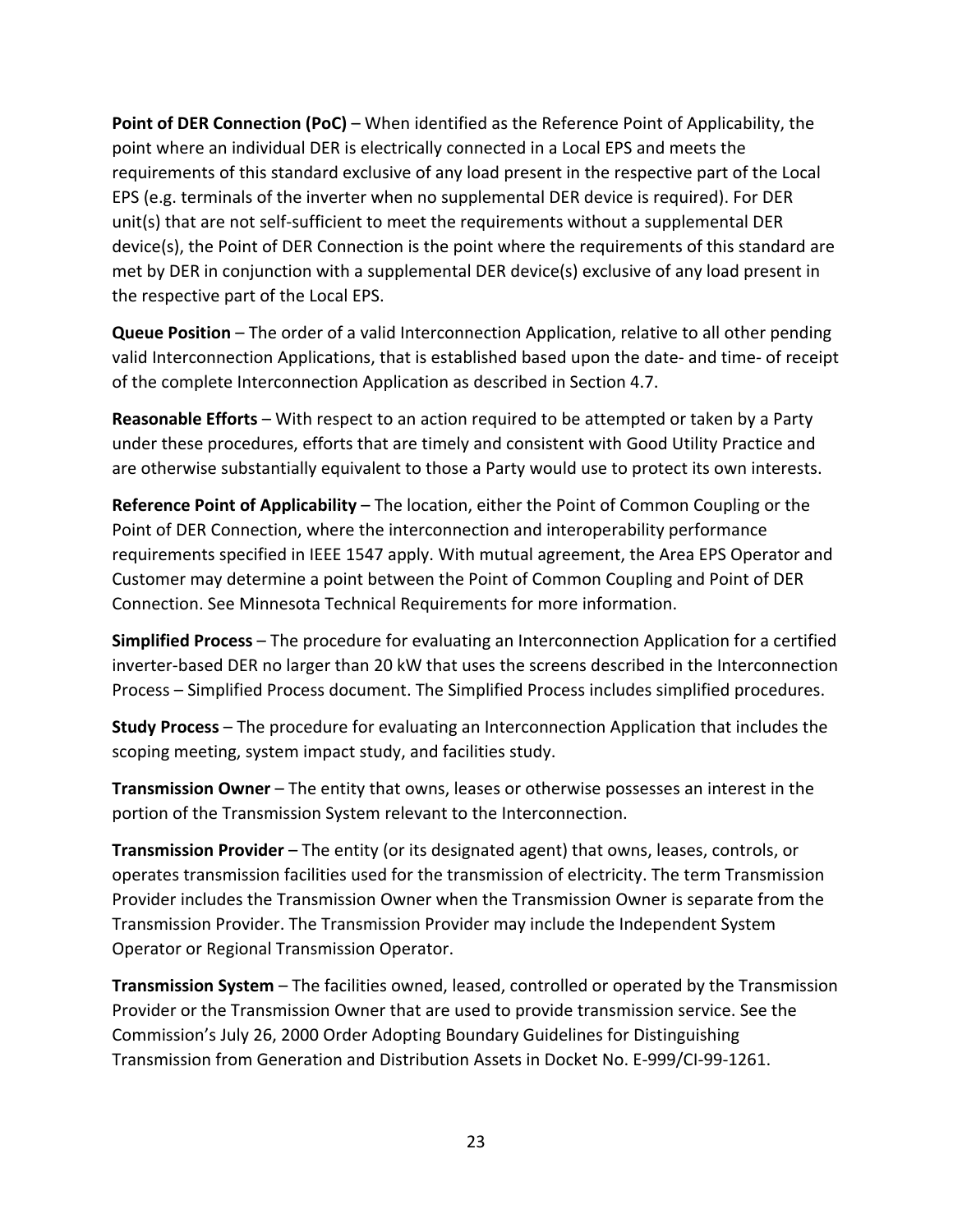**Point of DER Connection (PoC)** – When identified as the Reference Point of Applicability, the point where an individual DER is electrically connected in a Local EPS and meets the requirements of this standard exclusive of any load present in the respective part of the Local EPS (e.g. terminals of the inverter when no supplemental DER device is required). For DER unit(s) that are not self-sufficient to meet the requirements without a supplemental DER device(s), the Point of DER Connection is the point where the requirements of this standard are met by DER in conjunction with a supplemental DER device(s) exclusive of any load present in the respective part of the Local EPS.

**Queue Position** – The order of a valid Interconnection Application, relative to all other pending valid Interconnection Applications, that is established based upon the date- and time- of receipt of the complete Interconnection Application as described in Section 4.7.

**Reasonable Efforts** – With respect to an action required to be attempted or taken by a Party under these procedures, efforts that are timely and consistent with Good Utility Practice and are otherwise substantially equivalent to those a Party would use to protect its own interests.

**Reference Point of Applicability** – The location, either the Point of Common Coupling or the Point of DER Connection, where the interconnection and interoperability performance requirements specified in IEEE 1547 apply. With mutual agreement, the Area EPS Operator and Customer may determine a point between the Point of Common Coupling and Point of DER Connection. See Minnesota Technical Requirements for more information.

**Simplified Process** – The procedure for evaluating an Interconnection Application for a certified inverter-based DER no larger than 20 kW that uses the screens described in the Interconnection Process – Simplified Process document. The Simplified Process includes simplified procedures.

**Study Process** – The procedure for evaluating an Interconnection Application that includes the scoping meeting, system impact study, and facilities study.

**Transmission Owner** – The entity that owns, leases or otherwise possesses an interest in the portion of the Transmission System relevant to the Interconnection.

**Transmission Provider** – The entity (or its designated agent) that owns, leases, controls, or operates transmission facilities used for the transmission of electricity. The term Transmission Provider includes the Transmission Owner when the Transmission Owner is separate from the Transmission Provider. The Transmission Provider may include the Independent System Operator or Regional Transmission Operator.

**Transmission System** – The facilities owned, leased, controlled or operated by the Transmission Provider or the Transmission Owner that are used to provide transmission service. See the Commission's July 26, 2000 Order Adopting Boundary Guidelines for Distinguishing Transmission from Generation and Distribution Assets in Docket No. E-999/CI-99-1261.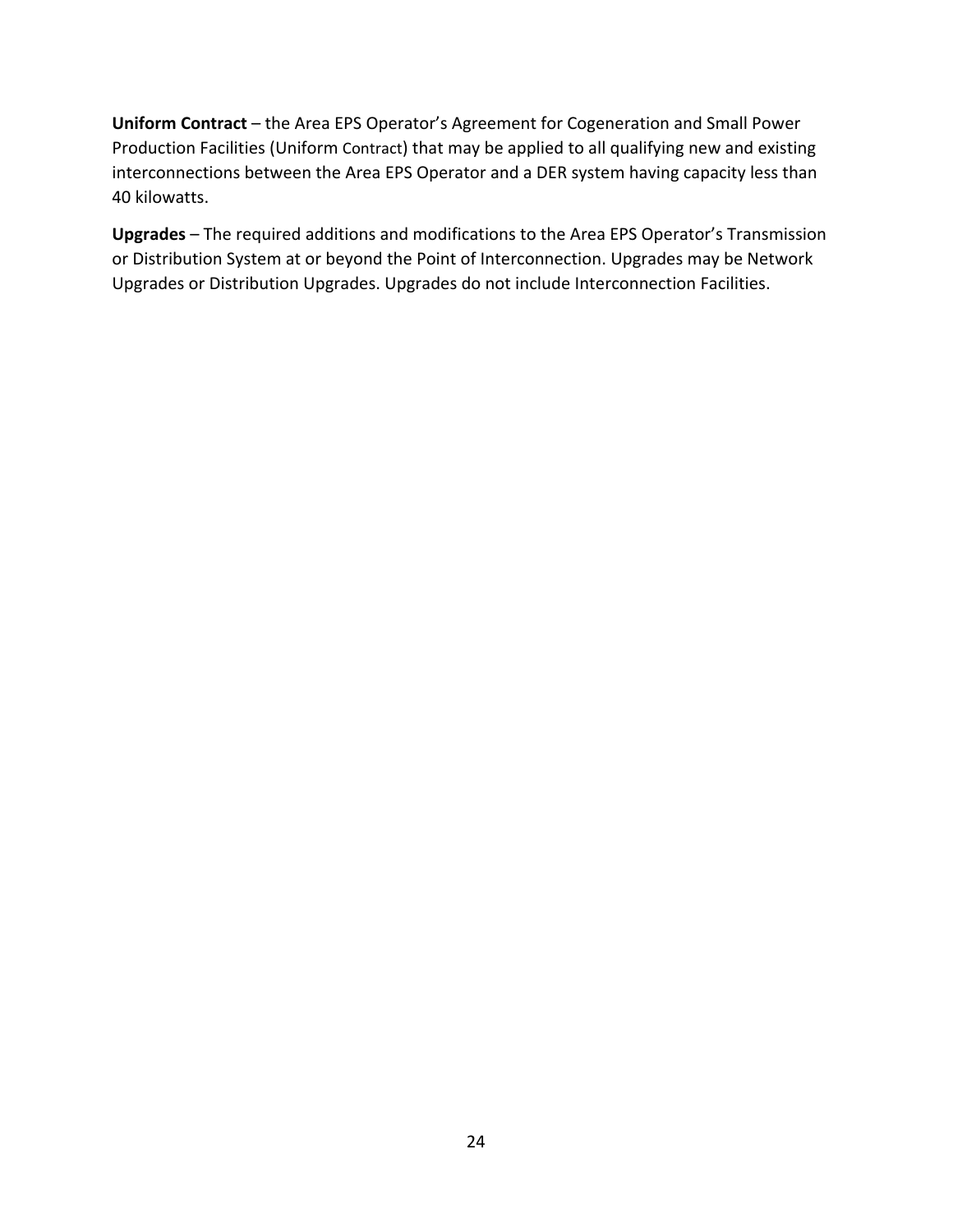**Uniform Contract** – the Area EPS Operator's Agreement for Cogeneration and Small Power Production Facilities (Uniform Contract) that may be applied to all qualifying new and existing interconnections between the Area EPS Operator and a DER system having capacity less than 40 kilowatts.

**Upgrades** – The required additions and modifications to the Area EPS Operator's Transmission or Distribution System at or beyond the Point of Interconnection. Upgrades may be Network Upgrades or Distribution Upgrades. Upgrades do not include Interconnection Facilities.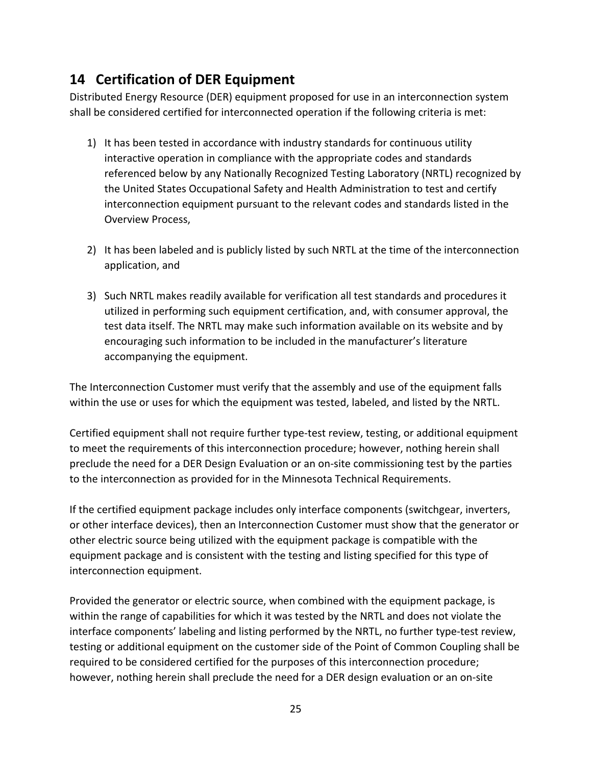## 14 Certification of DER Equipment

Distributed Energy Resource (DER) equipment proposed for use in an interconnection system shall be considered certified for interconnected operation if the following criteria is met:

1) It has been tested in accordance with industry standards for continuous utility interactive operation in compliance with the appropriate codes and standards referenced below by any Nationally Recognized Testing Laboratory (NRTL) recognized by the United States Occupational Safety and Health Administration to test and certify interconnection equipment pursuant to the relevant codes and standards listed in the Overview Process,

2) It has been labeled and is publicly listed by such NRTL at the time of the interconnection application, and

3) Such NRTL makes readily available for verification all test standards and procedures it utilized in performing such equipment certification, and, with consumer approval, the test data itself. The NRTL may make such information available on its website and by encouraging such information to be included in the manufacturer's literature accompanying the equipment.

The Interconnection Customer must verify that the assembly and use of the equipment falls within the use or uses for which the equipment was tested, labeled, and listed by the NRTL.

Certified equipment shall not require further type-test review, testing, or additional equipment to meet the requirements of this interconnection procedure; however, nothing herein shall preclude the need for a DER Design Evaluation or an on-site commissioning test by the parties to the interconnection as provided for in the Minnesota Technical Requirements.

If the certified equipment package includes only interface components (switchgear, inverters, or other interface devices), then an Interconnection Customer must show that the generator or other electric source being utilized with the equipment package is compatible with the equipment package and is consistent with the testing and listing specified for this type of interconnection equipment.

Provided the generator or electric source, when combined with the equipment package, is within the range of capabilities for which it was tested by the NRTL and does not violate the interface components' labeling and listing performed by the NRTL, no further type-test review, testing or additional equipment on the customer side of the Point of Common Coupling shall be required to be considered certified for the purposes of this interconnection procedure; however, nothing herein shall preclude the need for a DER design evaluation or an on-site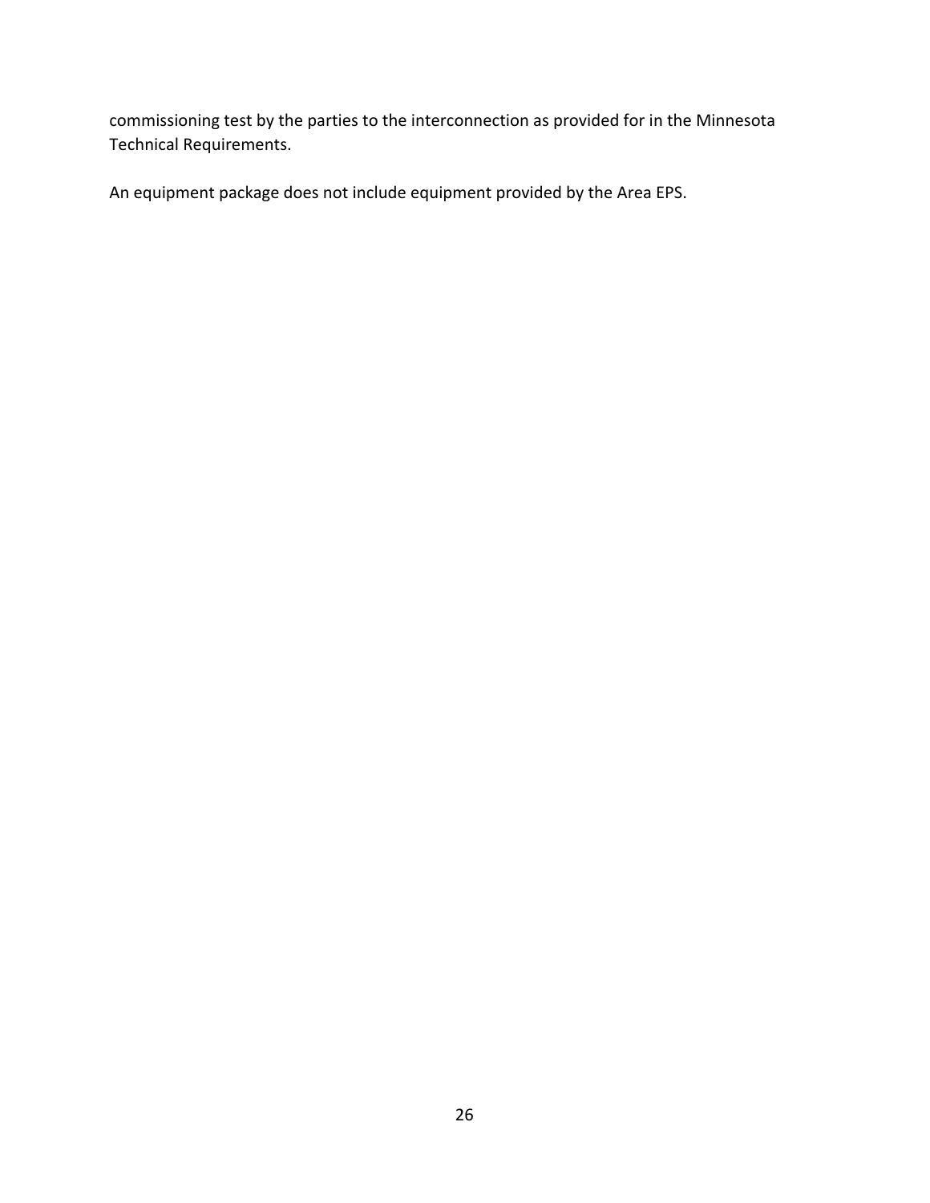commissioning test by the parties to the interconnection as provided for in the Minnesota Technical Requirements.

An equipment package does not include equipment provided by the Area EPS.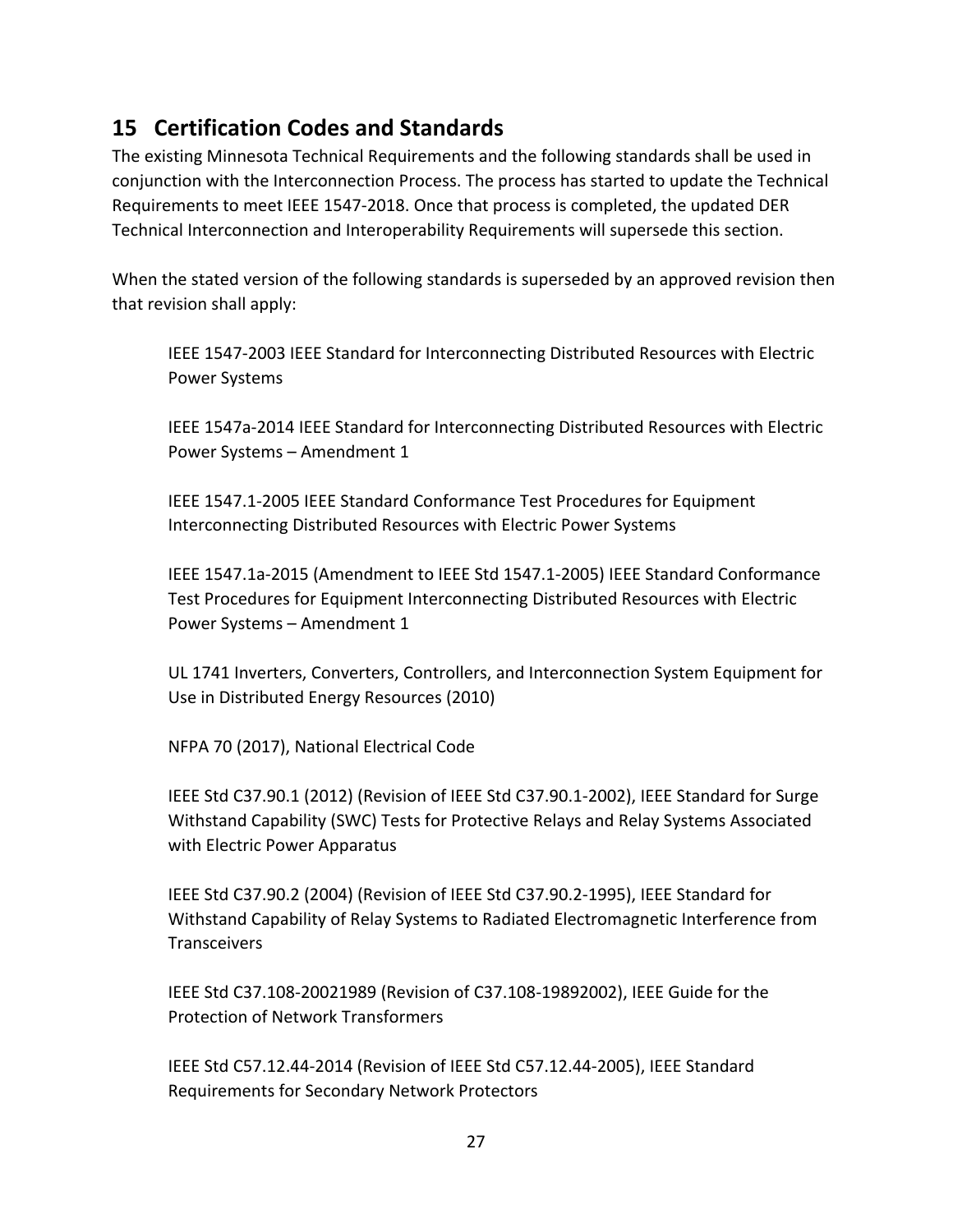## 15 Certification Codes and Standards

The existing Minnesota Technical Requirements and the following standards shall be used in conjunction with the Interconnection Process. The process has started to update the Technical Requirements to meet IEEE 1547-2018. Once that process is completed, the updated DER Technical Interconnection and Interoperability Requirements will supersede this section.

When the stated version of the following standards is superseded by an approved revision then that revision shall apply:

IEEE 1547-2003 IEEE Standard for Interconnecting Distributed Resources with Electric Power Systems

IEEE 1547a-2014 IEEE Standard for Interconnecting Distributed Resources with Electric Power Systems – Amendment 1

IEEE 1547.1-2005 IEEE Standard Conformance Test Procedures for Equipment Interconnecting Distributed Resources with Electric Power Systems

IEEE 1547.1a-2015 (Amendment to IEEE Std 1547.1-2005) IEEE Standard Conformance Test Procedures for Equipment Interconnecting Distributed Resources with Electric Power Systems – Amendment 1

UL 1741 Inverters, Converters, Controllers, and Interconnection System Equipment for Use in Distributed Energy Resources (2010)

NFPA 70 (2017), National Electrical Code

IEEE Std C37.90.1 (2012) (Revision of IEEE Std C37.90.1-2002), IEEE Standard for Surge Withstand Capability (SWC) Tests for Protective Relays and Relay Systems Associated with Electric Power Apparatus

IEEE Std C37.90.2 (2004) (Revision of IEEE Std C37.90.2-1995), IEEE Standard for Withstand Capability of Relay Systems to Radiated Electromagnetic Interference from Transceivers

IEEE Std C37.108-20021989 (Revision of C37.108-19892002), IEEE Guide for the Protection of Network Transformers

IEEE Std C57.12.44-2014 (Revision of IEEE Std C57.12.44-2005), IEEE Standard Requirements for Secondary Network Protectors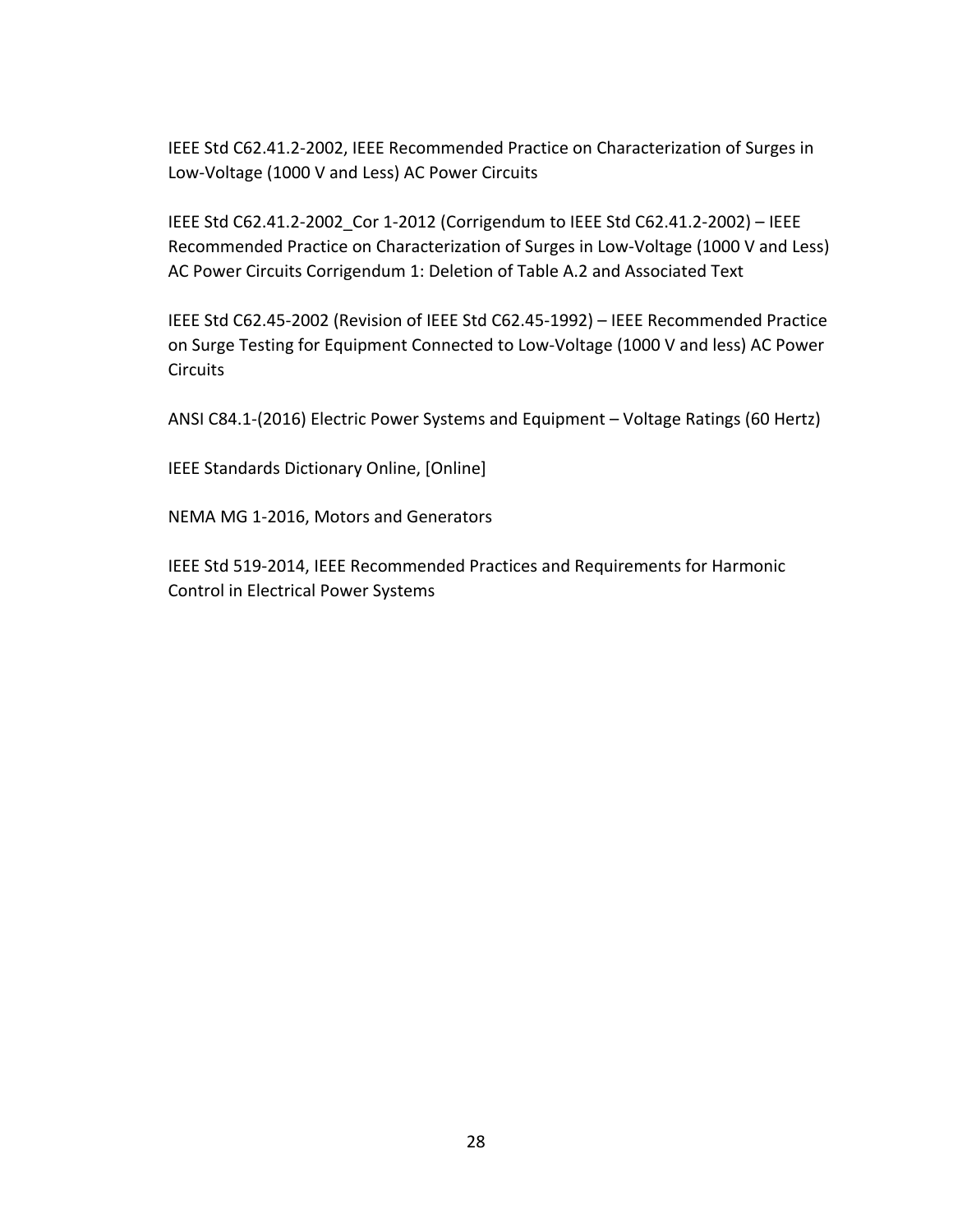IEEE Std C62.41.2-2002, IEEE Recommended Practice on Characterization of Surges in Low-Voltage (1000 V and Less) AC Power Circuits

IEEE Std C62.41.2-2002_Cor 1-2012 (Corrigendum to IEEE Std C62.41.2-2002) – IEEE Recommended Practice on Characterization of Surges in Low-Voltage (1000 V and Less) AC Power Circuits Corrigendum 1: Deletion of Table A.2 and Associated Text

IEEE Std C62.45-2002 (Revision of IEEE Std C62.45-1992) – IEEE Recommended Practice on Surge Testing for Equipment Connected to Low-Voltage (1000 V and less) AC Power Circuits

ANSI C84.1-(2016) Electric Power Systems and Equipment – Voltage Ratings (60 Hertz)

IEEE Standards Dictionary Online, [Online]

NEMA MG 1-2016, Motors and Generators

IEEE Std 519-2014, IEEE Recommended Practices and Requirements for Harmonic Control in Electrical Power Systems